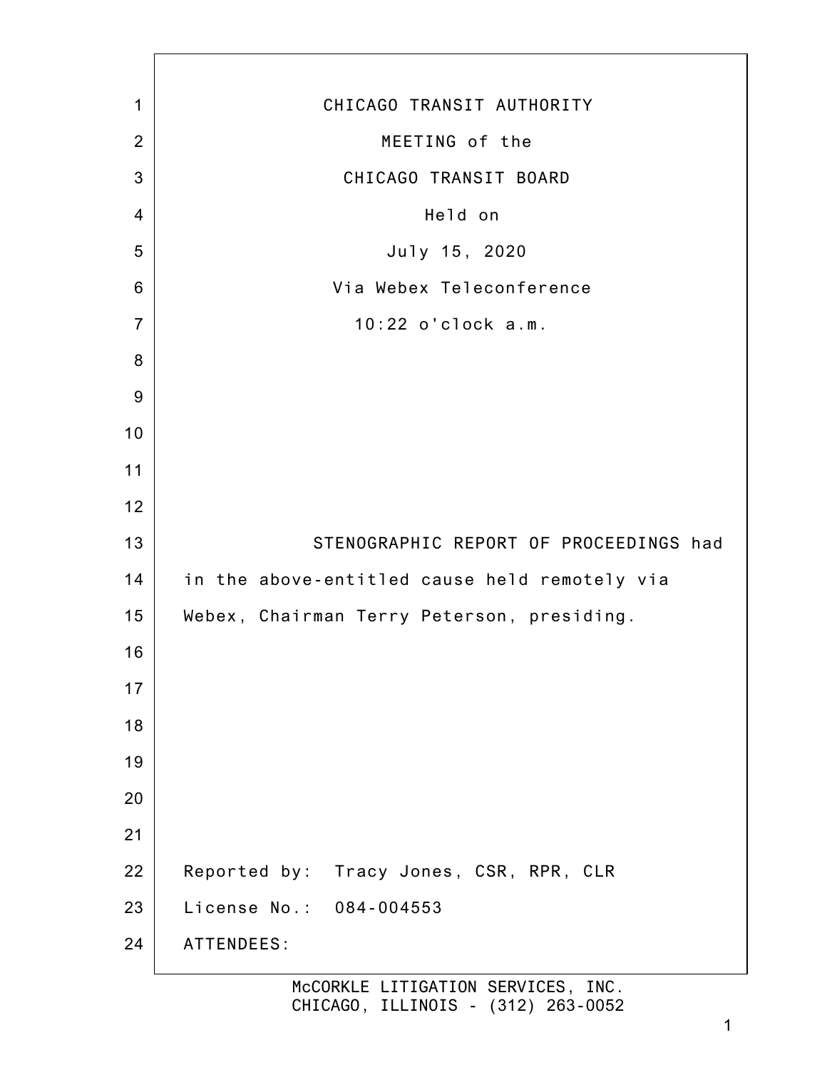# CHICAGO TRANSIT AUTHORITY

MEETING of the

CHICAGO TRANSIT BOARD

Held on

July 15, 2020

Via Webex Teleconference

10:22 o'clock a.m.

STENOGRAPHIC REPORT OF PROCEEDINGS had in the above-entitled cause held remotely via Webex, Chairman Terry Peterson, presiding.

Reported by: Tracy Jones, CSR, RPR, CLR

License No.: 084-004553

ATTENDEES:

McCORKLE LITIGATION SERVICES, INC.
CHICAGO, ILLINOIS - (312) 263-0052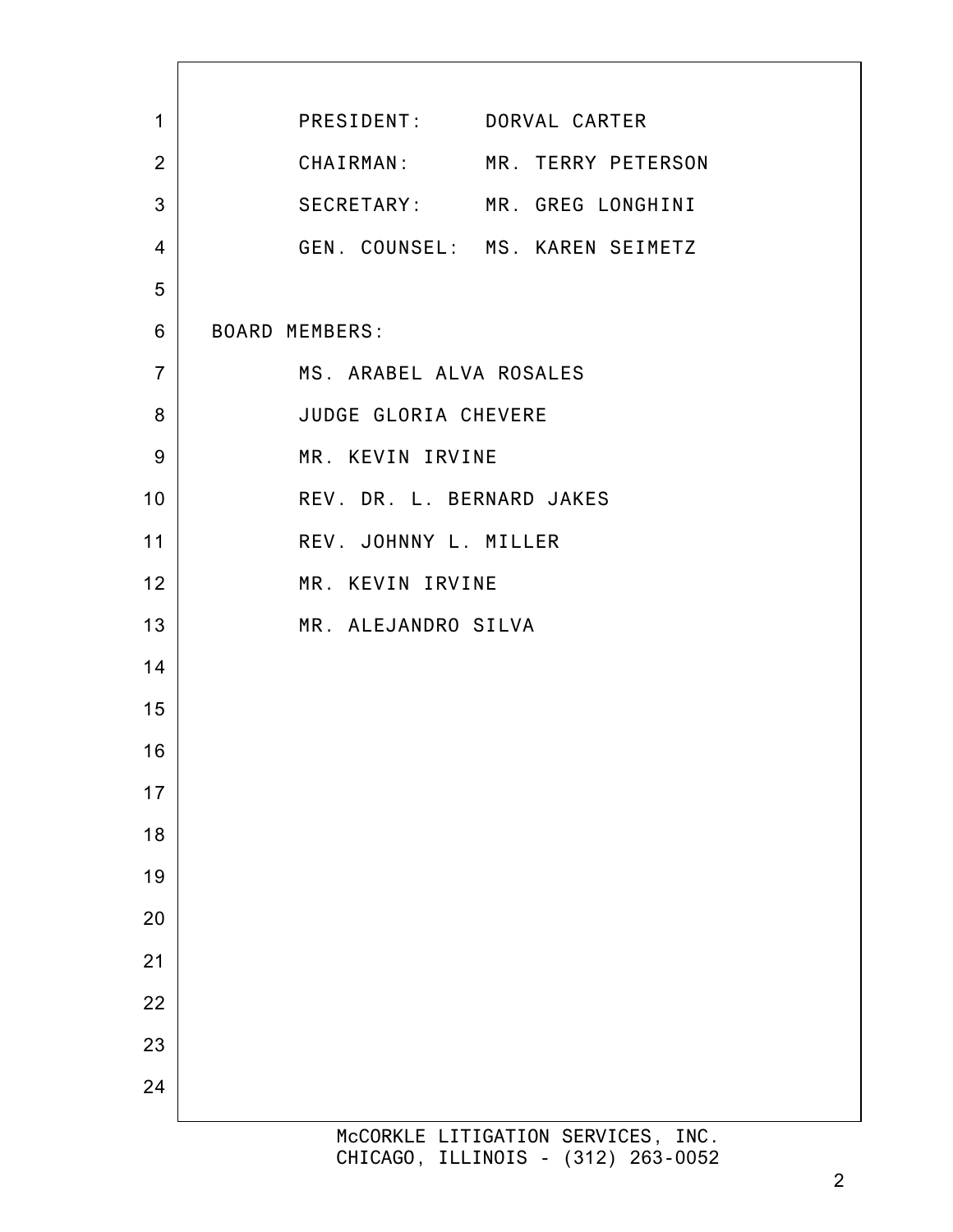PRESIDENT: DORVAL CARTER

CHAIRMAN: MR. TERRY PETERSON

SECRETARY: MR. GREG LONGHINI

GEN. COUNSEL: MS. KAREN SEIMETZ

BOARD MEMBERS:

MS. ARABEL ALVA ROSALES

JUDGE GLORIA CHEVERE

MR. KEVIN IRVINE

REV. DR. L. BERNARD JAKES

REV. JOHNNY L. MILLER

MR. KEVIN IRVINE

MR. ALEJANDRO SILVA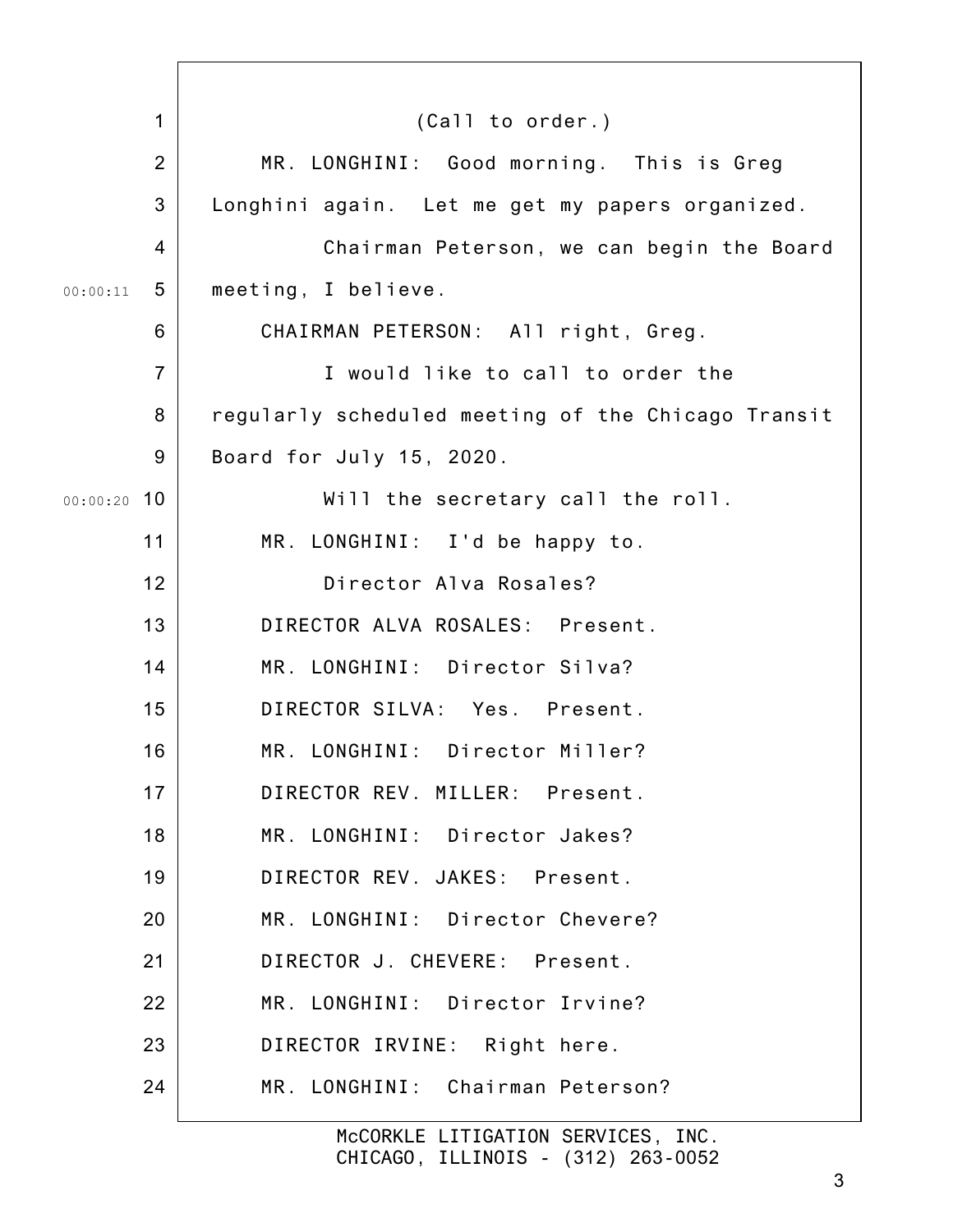(Call to order.)

MR. LONGHINI: Good morning. This is Greg Longhini again. Let me get my papers organized.

Chairman Peterson, we can begin the Board meeting, I believe.

CHAIRMAN PETERSON: All right, Greg.

I would like to call to order the regularly scheduled meeting of the Chicago Transit Board for July 15, 2020.

Will the secretary call the roll.

MR. LONGHINI: I'd be happy to.

Director Alva Rosales?

DIRECTOR ALVA ROSALES: Present.

MR. LONGHINI: Director Silva?

DIRECTOR SILVA: Yes. Present.

MR. LONGHINI: Director Miller?

DIRECTOR REV. MILLER: Present.

MR. LONGHINI: Director Jakes?

DIRECTOR REV. JAKES: Present.

MR. LONGHINI: Director Chevere?

DIRECTOR J. CHEVERE: Present.

MR. LONGHINI: Director Irvine?

DIRECTOR IRVINE: Right here.

MR. LONGHINI: Chairman Peterson?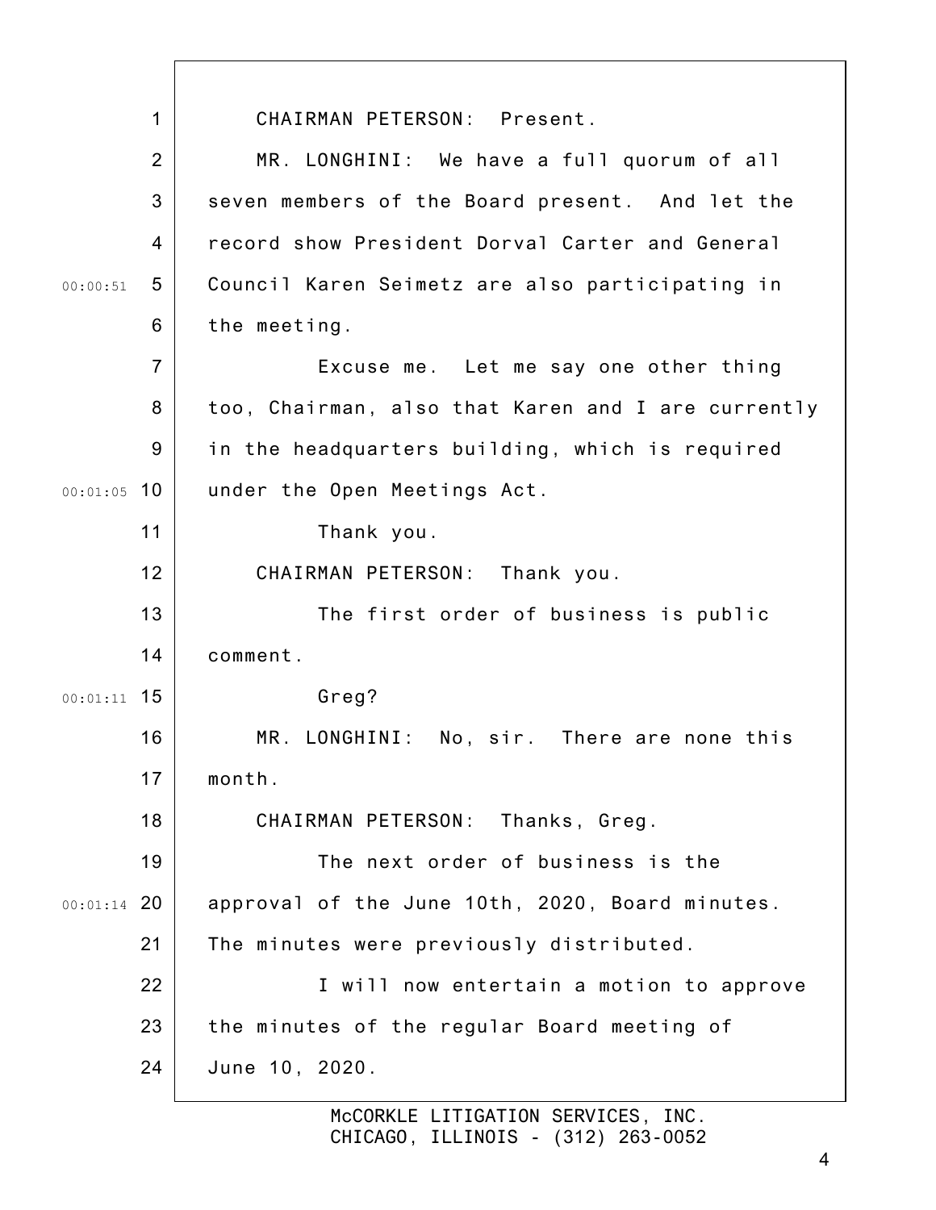CHAIRMAN PETERSON: Present.

MR. LONGHINI: We have a full quorum of all seven members of the Board present. And let the record show President Dorval Carter and General Council Karen Seimetz are also participating in the meeting.

Excuse me. Let me say one other thing too, Chairman, also that Karen and I are currently in the headquarters building, which is required under the Open Meetings Act.

Thank you.

CHAIRMAN PETERSON: Thank you.

The first order of business is public comment.

Greg?

MR. LONGHINI: No, sir. There are none this month.

CHAIRMAN PETERSON: Thanks, Greg.

The next order of business is the approval of the June 10th, 2020, Board minutes. The minutes were previously distributed.

I will now entertain a motion to approve the minutes of the regular Board meeting of June 10, 2020.

McCORKLE LITIGATION SERVICES, INC.
CHICAGO, ILLINOIS - (312) 263-0052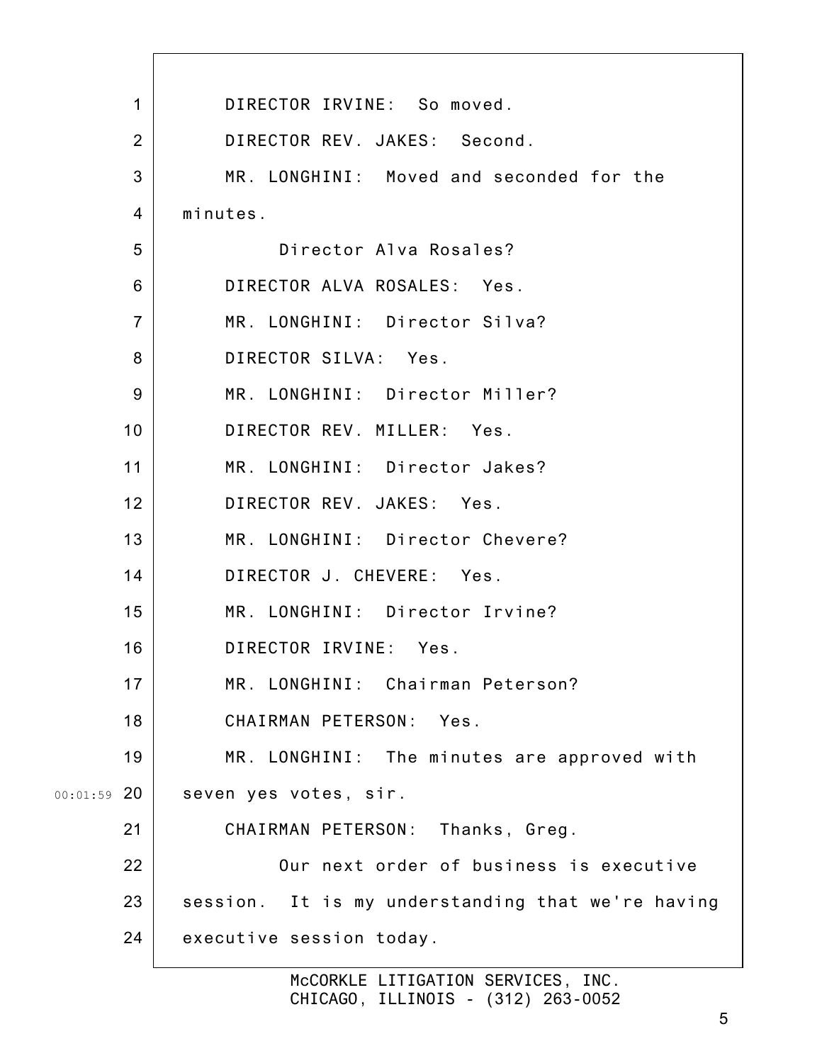DIRECTOR IRVINE: So moved.

DIRECTOR REV. JAKES: Second.

MR. LONGHINI: Moved and seconded for the minutes.

Director Alva Rosales?

DIRECTOR ALVA ROSALES: Yes.

MR. LONGHINI: Director Silva?

DIRECTOR SILVA: Yes.

MR. LONGHINI: Director Miller?

DIRECTOR REV. MILLER: Yes.

MR. LONGHINI: Director Jakes?

DIRECTOR REV. JAKES: Yes.

MR. LONGHINI: Director Chevere?

DIRECTOR J. CHEVERE: Yes.

MR. LONGHINI: Director Irvine?

DIRECTOR IRVINE: Yes.

MR. LONGHINI: Chairman Peterson?

CHAIRMAN PETERSON: Yes.

MR. LONGHINI: The minutes are approved with seven yes votes, sir.

CHAIRMAN PETERSON: Thanks, Greg.

Our next order of business is executive session. It is my understanding that we're having executive session today.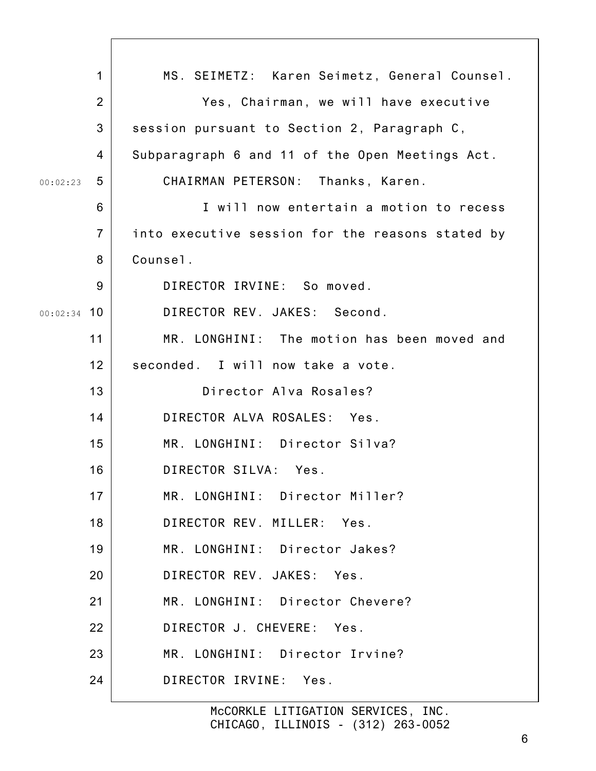MS. SEIMETZ: Karen Seimetz, General Counsel.

Yes, Chairman, we will have executive session pursuant to Section 2, Paragraph C, Subparagraph 6 and 11 of the Open Meetings Act.

CHAIRMAN PETERSON: Thanks, Karen.

I will now entertain a motion to recess into executive session for the reasons stated by Counsel.

DIRECTOR IRVINE: So moved.

DIRECTOR REV. JAKES: Second.

MR. LONGHINI: The motion has been moved and seconded. I will now take a vote.

Director Alva Rosales?

DIRECTOR ALVA ROSALES: Yes.

MR. LONGHINI: Director Silva?

DIRECTOR SILVA: Yes.

MR. LONGHINI: Director Miller?

DIRECTOR REV. MILLER: Yes.

MR. LONGHINI: Director Jakes?

DIRECTOR REV. JAKES: Yes.

MR. LONGHINI: Director Chevere?

DIRECTOR J. CHEVERE: Yes.

MR. LONGHINI: Director Irvine?

DIRECTOR IRVINE: Yes.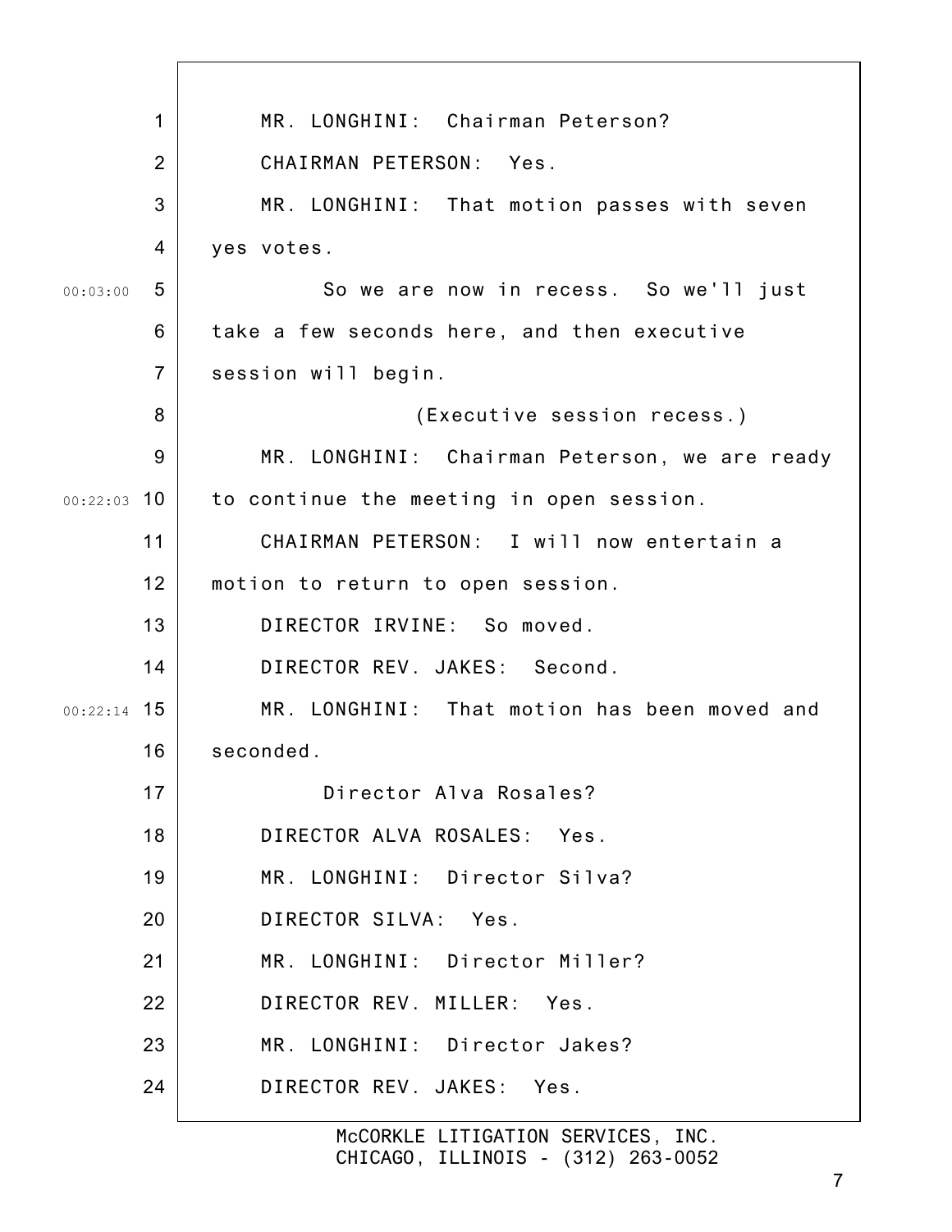MR. LONGHINI: Chairman Peterson?

CHAIRMAN PETERSON: Yes.

MR. LONGHINI: That motion passes with seven yes votes.

So we are now in recess. So we'll just take a few seconds here, and then executive session will begin.

(Executive session recess.)

MR. LONGHINI: Chairman Peterson, we are ready to continue the meeting in open session.

CHAIRMAN PETERSON: I will now entertain a motion to return to open session.

DIRECTOR IRVINE: So moved.

DIRECTOR REV. JAKES: Second.

MR. LONGHINI: That motion has been moved and seconded.

Director Alva Rosales?

DIRECTOR ALVA ROSALES: Yes.

MR. LONGHINI: Director Silva?

DIRECTOR SILVA: Yes.

MR. LONGHINI: Director Miller?

DIRECTOR REV. MILLER: Yes.

MR. LONGHINI: Director Jakes?

DIRECTOR REV. JAKES: Yes.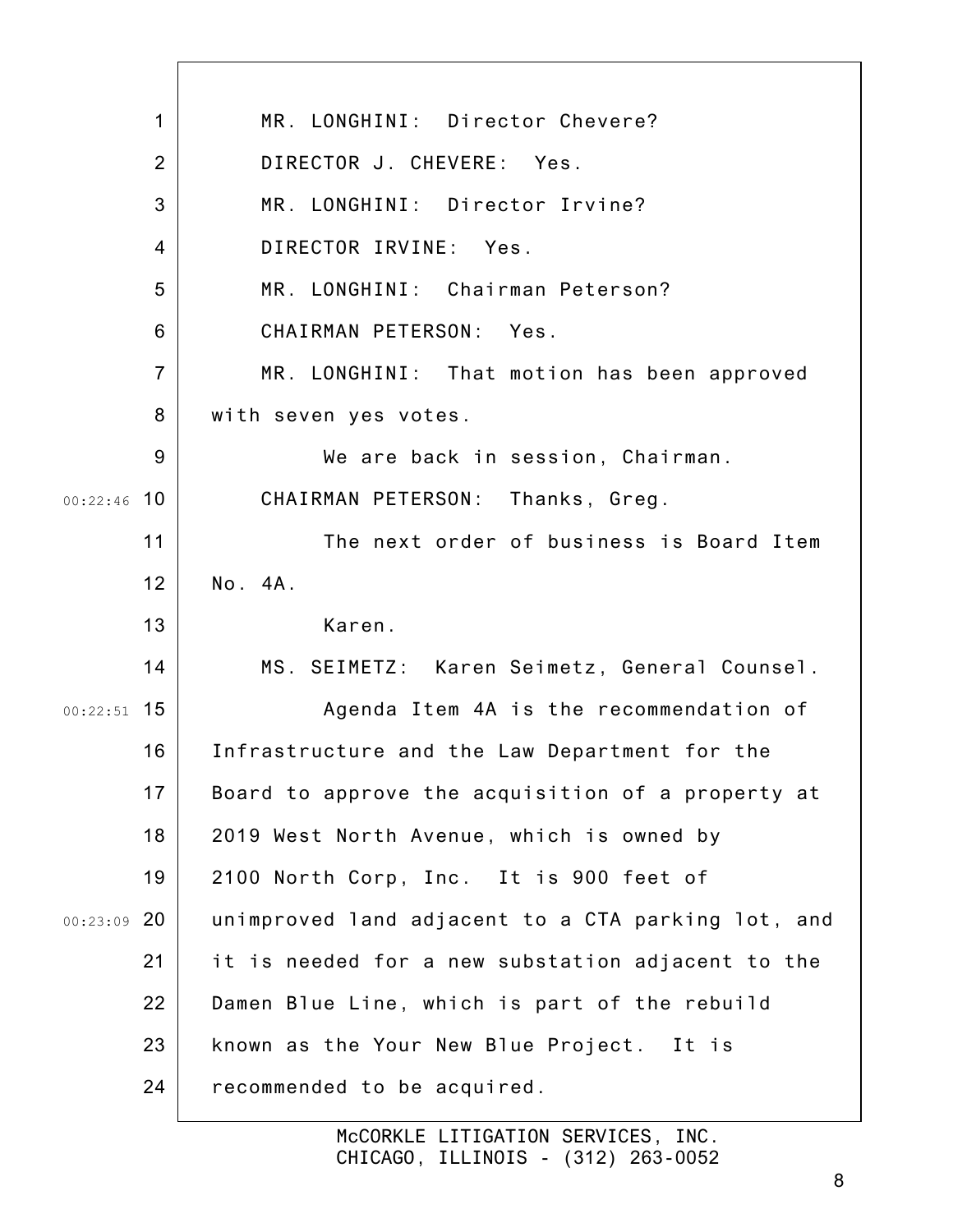MR. LONGHINI: Director Chevere?

DIRECTOR J. CHEVERE: Yes.

MR. LONGHINI: Director Irvine?

DIRECTOR IRVINE: Yes.

MR. LONGHINI: Chairman Peterson?

CHAIRMAN PETERSON: Yes.

MR. LONGHINI: That motion has been approved with seven yes votes.

We are back in session, Chairman.

CHAIRMAN PETERSON: Thanks, Greg.

The next order of business is Board Item No. 4A.

Karen.

MS. SEIMETZ: Karen Seimetz, General Counsel.

Agenda Item 4A is the recommendation of Infrastructure and the Law Department for the Board to approve the acquisition of a property at 2019 West North Avenue, which is owned by 2100 North Corp, Inc. It is 900 feet of unimproved land adjacent to a CTA parking lot, and it is needed for a new substation adjacent to the Damen Blue Line, which is part of the rebuild known as the Your New Blue Project. It is recommended to be acquired.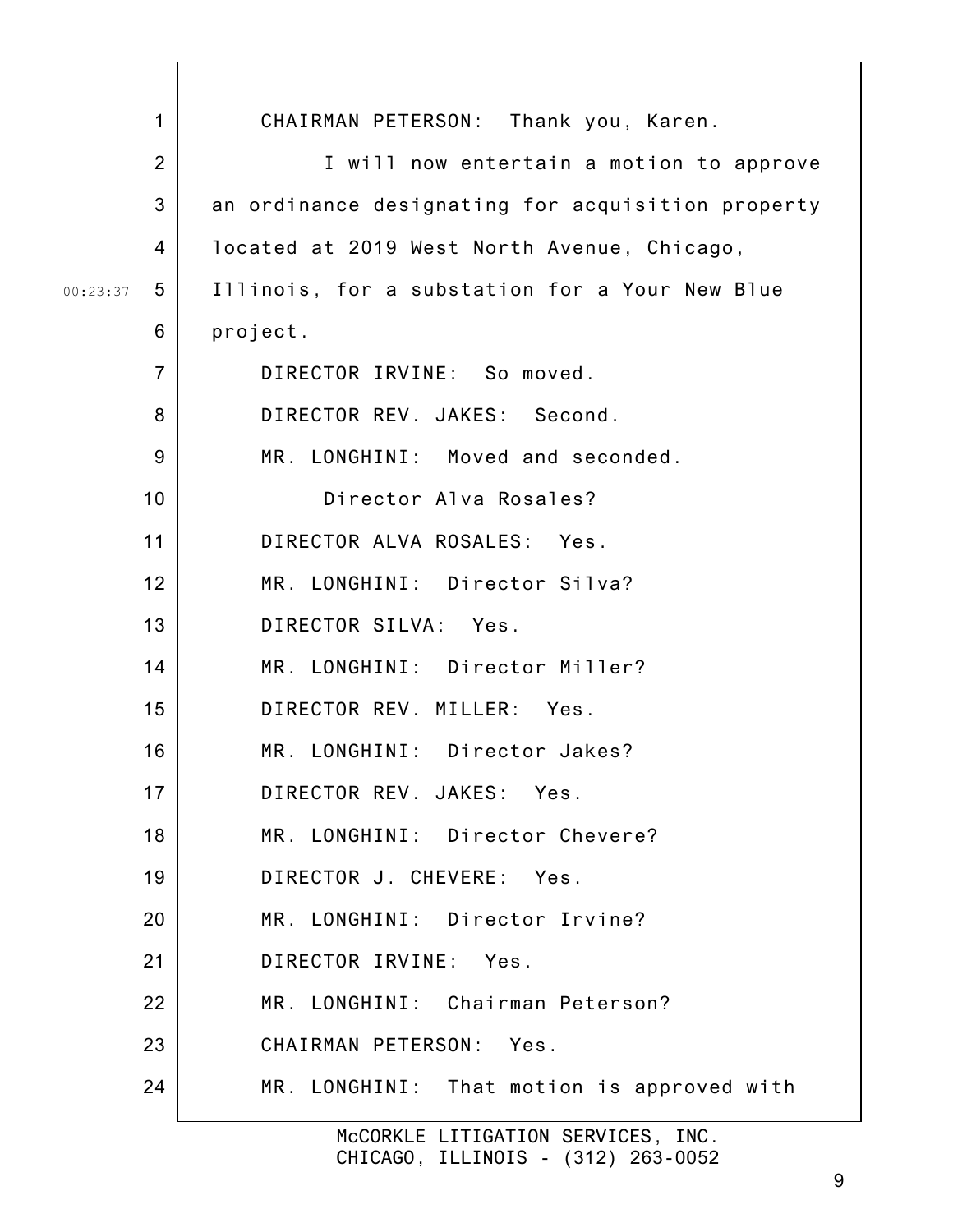CHAIRMAN PETERSON: Thank you, Karen.

I will now entertain a motion to approve an ordinance designating for acquisition property located at 2019 West North Avenue, Chicago, Illinois, for a substation for a Your New Blue project.

DIRECTOR IRVINE: So moved.

DIRECTOR REV. JAKES: Second.

MR. LONGHINI: Moved and seconded.

Director Alva Rosales?

DIRECTOR ALVA ROSALES: Yes.

MR. LONGHINI: Director Silva?

DIRECTOR SILVA: Yes.

MR. LONGHINI: Director Miller?

DIRECTOR REV. MILLER: Yes.

MR. LONGHINI: Director Jakes?

DIRECTOR REV. JAKES: Yes.

MR. LONGHINI: Director Chevere?

DIRECTOR J. CHEVERE: Yes.

MR. LONGHINI: Director Irvine?

DIRECTOR IRVINE: Yes.

MR. LONGHINI: Chairman Peterson?

CHAIRMAN PETERSON: Yes.

MR. LONGHINI: That motion is approved with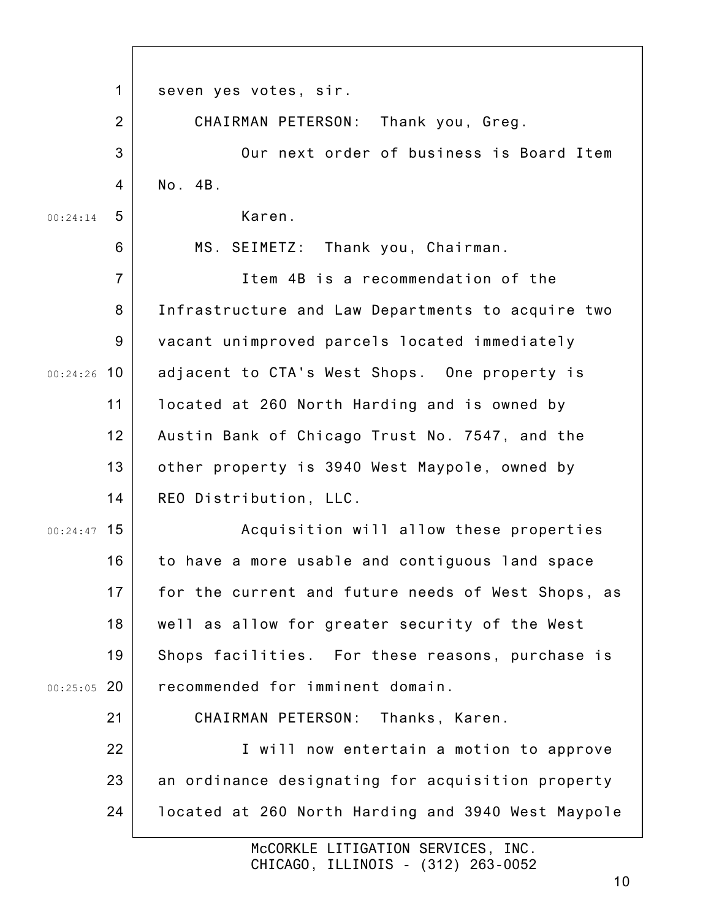seven yes votes, sir.

CHAIRMAN PETERSON: Thank you, Greg.

Our next order of business is Board Item No. 4B.

Karen.

MS. SEIMETZ: Thank you, Chairman.

Item 4B is a recommendation of the Infrastructure and Law Departments to acquire two vacant unimproved parcels located immediately adjacent to CTA's West Shops. One property is located at 260 North Harding and is owned by Austin Bank of Chicago Trust No. 7547, and the other property is 3940 West Maypole, owned by REO Distribution, LLC.

Acquisition will allow these properties to have a more usable and contiguous land space for the current and future needs of West Shops, as well as allow for greater security of the West Shops facilities. For these reasons, purchase is recommended for imminent domain.

CHAIRMAN PETERSON: Thanks, Karen.

I will now entertain a motion to approve an ordinance designating for acquisition property located at 260 North Harding and 3940 West Maypole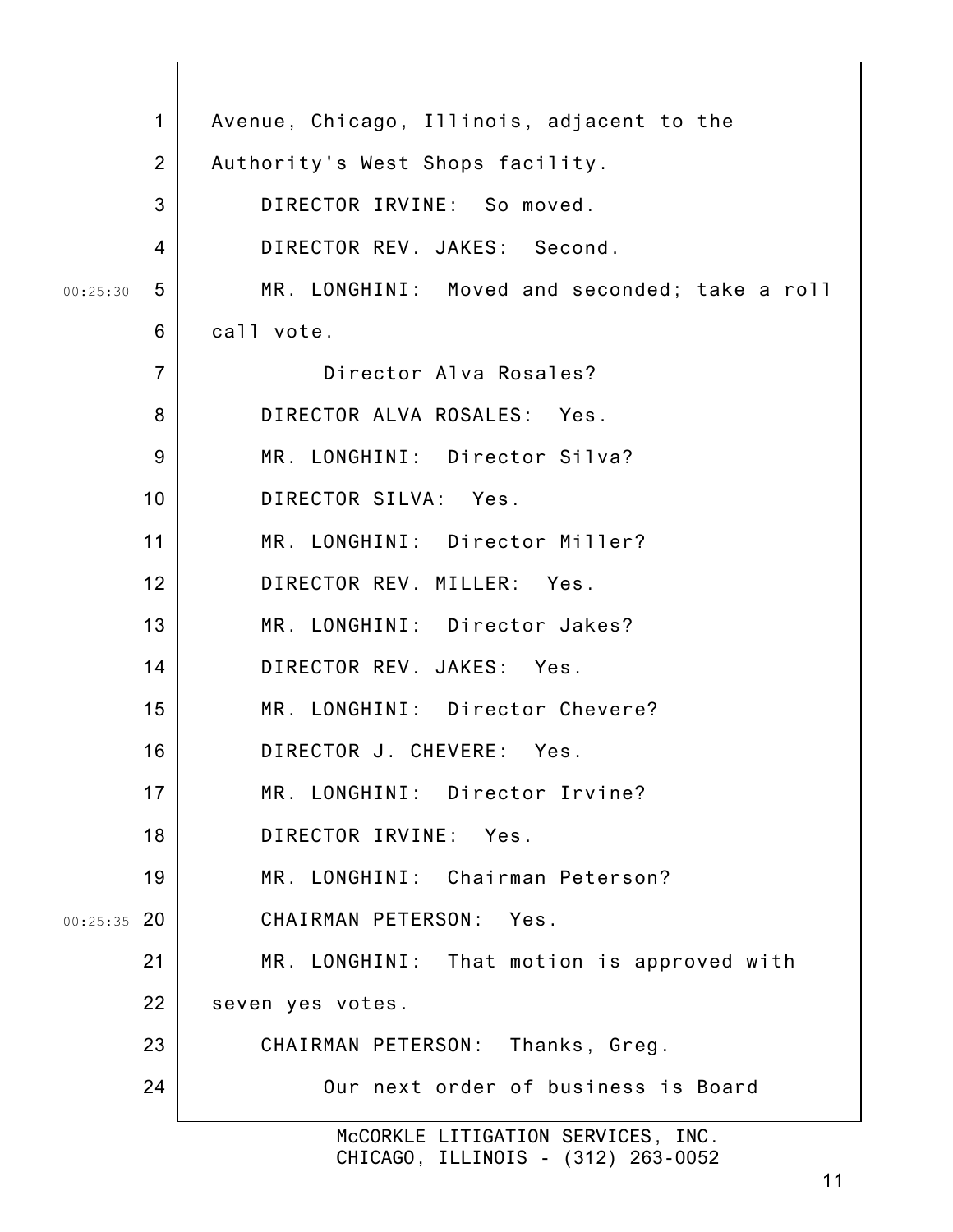Avenue, Chicago, Illinois, adjacent to the Authority's West Shops facility.

DIRECTOR IRVINE: So moved.

DIRECTOR REV. JAKES: Second.

MR. LONGHINI: Moved and seconded; take a roll call vote.

Director Alva Rosales?

DIRECTOR ALVA ROSALES: Yes.

MR. LONGHINI: Director Silva?

DIRECTOR SILVA: Yes.

MR. LONGHINI: Director Miller?

DIRECTOR REV. MILLER: Yes.

MR. LONGHINI: Director Jakes?

DIRECTOR REV. JAKES: Yes.

MR. LONGHINI: Director Chevere?

DIRECTOR J. CHEVERE: Yes.

MR. LONGHINI: Director Irvine?

DIRECTOR IRVINE: Yes.

MR. LONGHINI: Chairman Peterson?

CHAIRMAN PETERSON: Yes.

MR. LONGHINI: That motion is approved with seven yes votes.

CHAIRMAN PETERSON: Thanks, Greg.

Our next order of business is Board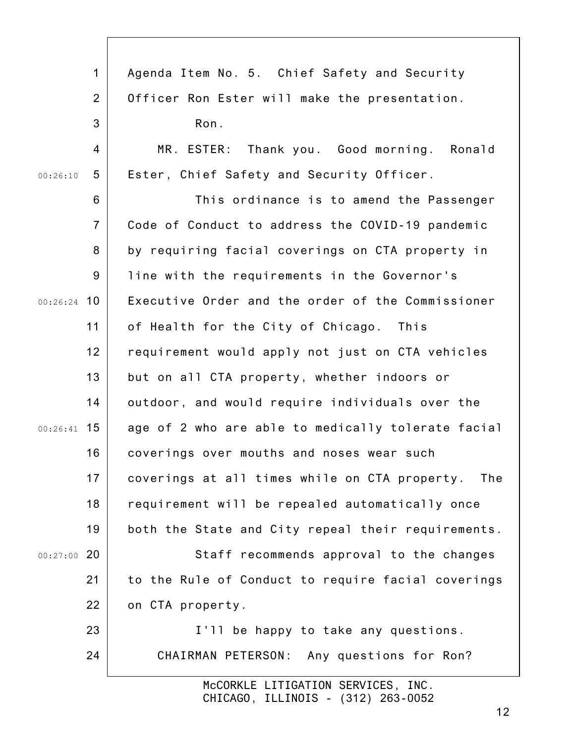Agenda Item No. 5. Chief Safety and Security Officer Ron Ester will make the presentation.

Ron.

MR. ESTER: Thank you. Good morning. Ronald Ester, Chief Safety and Security Officer.

This ordinance is to amend the Passenger Code of Conduct to address the COVID-19 pandemic by requiring facial coverings on CTA property in line with the requirements in the Governor's Executive Order and the order of the Commissioner of Health for the City of Chicago. This requirement would apply not just on CTA vehicles but on all CTA property, whether indoors or outdoor, and would require individuals over the age of 2 who are able to medically tolerate facial coverings over mouths and noses wear such coverings at all times while on CTA property. The requirement will be repealed automatically once both the State and City repeal their requirements.

Staff recommends approval to the changes to the Rule of Conduct to require facial coverings on CTA property.

I'll be happy to take any questions.

CHAIRMAN PETERSON: Any questions for Ron?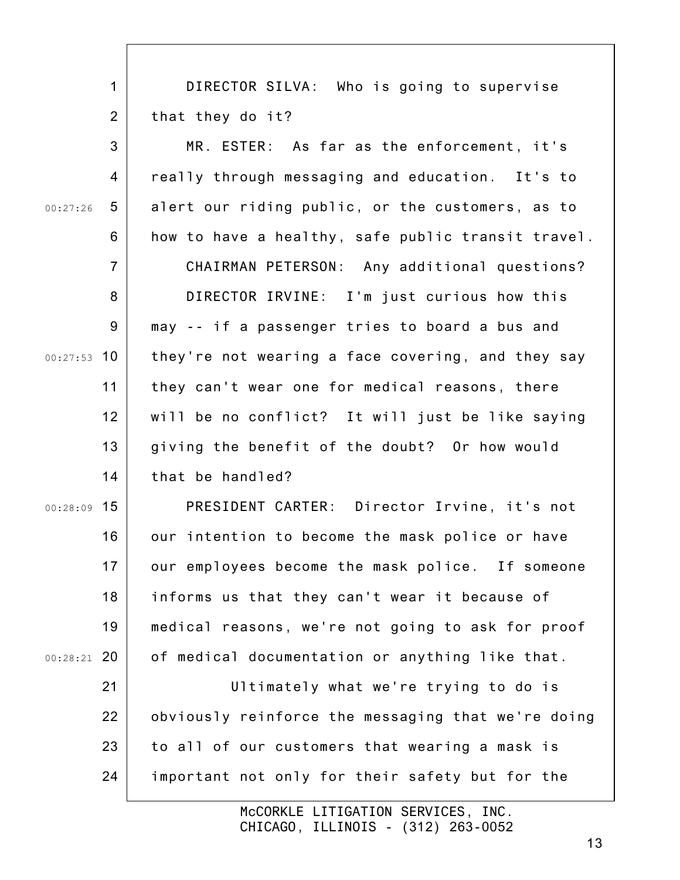DIRECTOR SILVA: Who is going to supervise that they do it?

MR. ESTER: As far as the enforcement, it's really through messaging and education. It's to alert our riding public, or the customers, as to how to have a healthy, safe public transit travel.

CHAIRMAN PETERSON: Any additional questions?

DIRECTOR IRVINE: I'm just curious how this may -- if a passenger tries to board a bus and they're not wearing a face covering, and they say they can't wear one for medical reasons, there will be no conflict? It will just be like saying giving the benefit of the doubt? Or how would that be handled?

PRESIDENT CARTER: Director Irvine, it's not our intention to become the mask police or have our employees become the mask police. If someone informs us that they can't wear it because of medical reasons, we're not going to ask for proof of medical documentation or anything like that.

Ultimately what we're trying to do is obviously reinforce the messaging that we're doing to all of our customers that wearing a mask is important not only for their safety but for the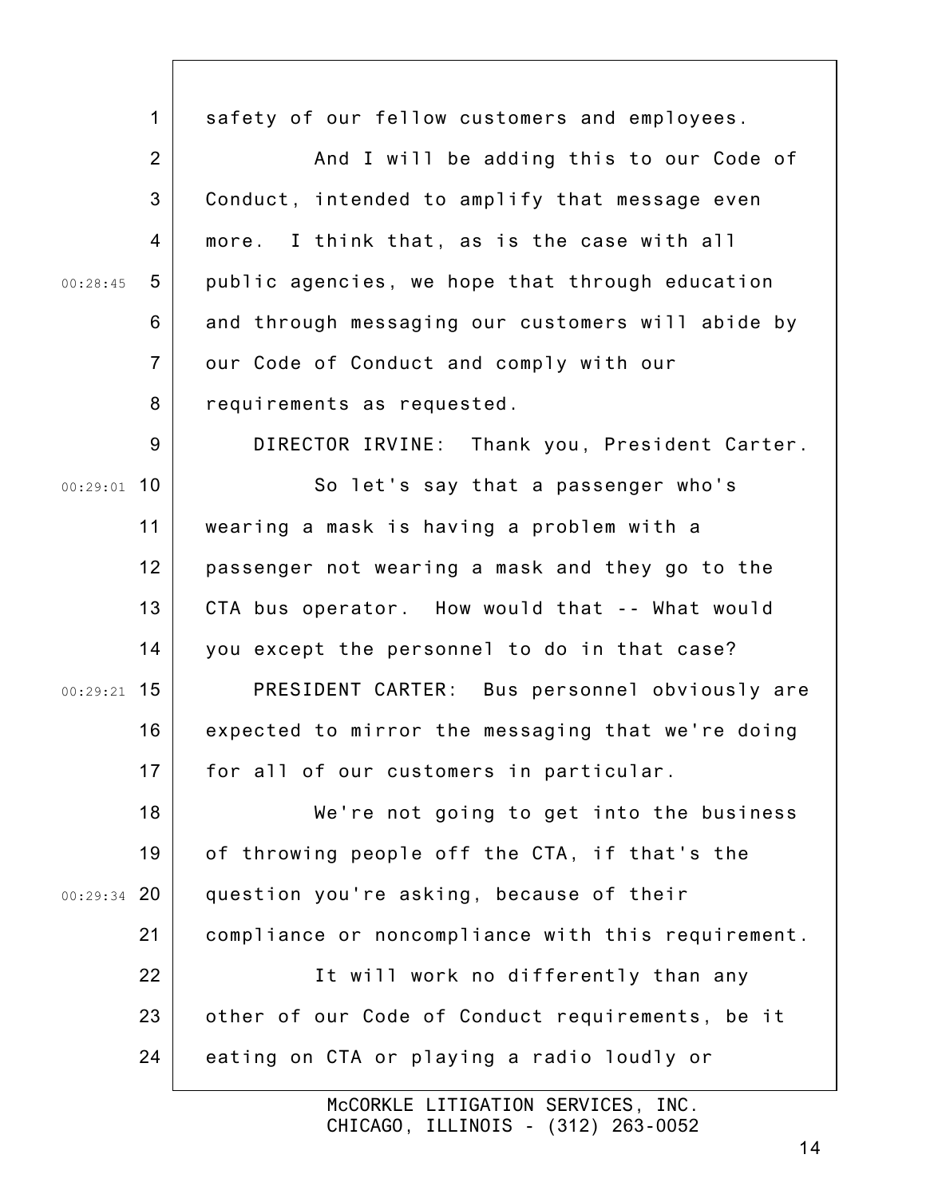safety of our fellow customers and employees.

And I will be adding this to our Code of Conduct, intended to amplify that message even more. I think that, as is the case with all public agencies, we hope that through education and through messaging our customers will abide by our Code of Conduct and comply with our requirements as requested.

DIRECTOR IRVINE: Thank you, President Carter.

So let's say that a passenger who's wearing a mask is having a problem with a passenger not wearing a mask and they go to the CTA bus operator. How would that -- What would you except the personnel to do in that case?

PRESIDENT CARTER: Bus personnel obviously are expected to mirror the messaging that we're doing for all of our customers in particular.

We're not going to get into the business of throwing people off the CTA, if that's the question you're asking, because of their compliance or noncompliance with this requirement.

It will work no differently than any other of our Code of Conduct requirements, be it eating on CTA or playing a radio loudly or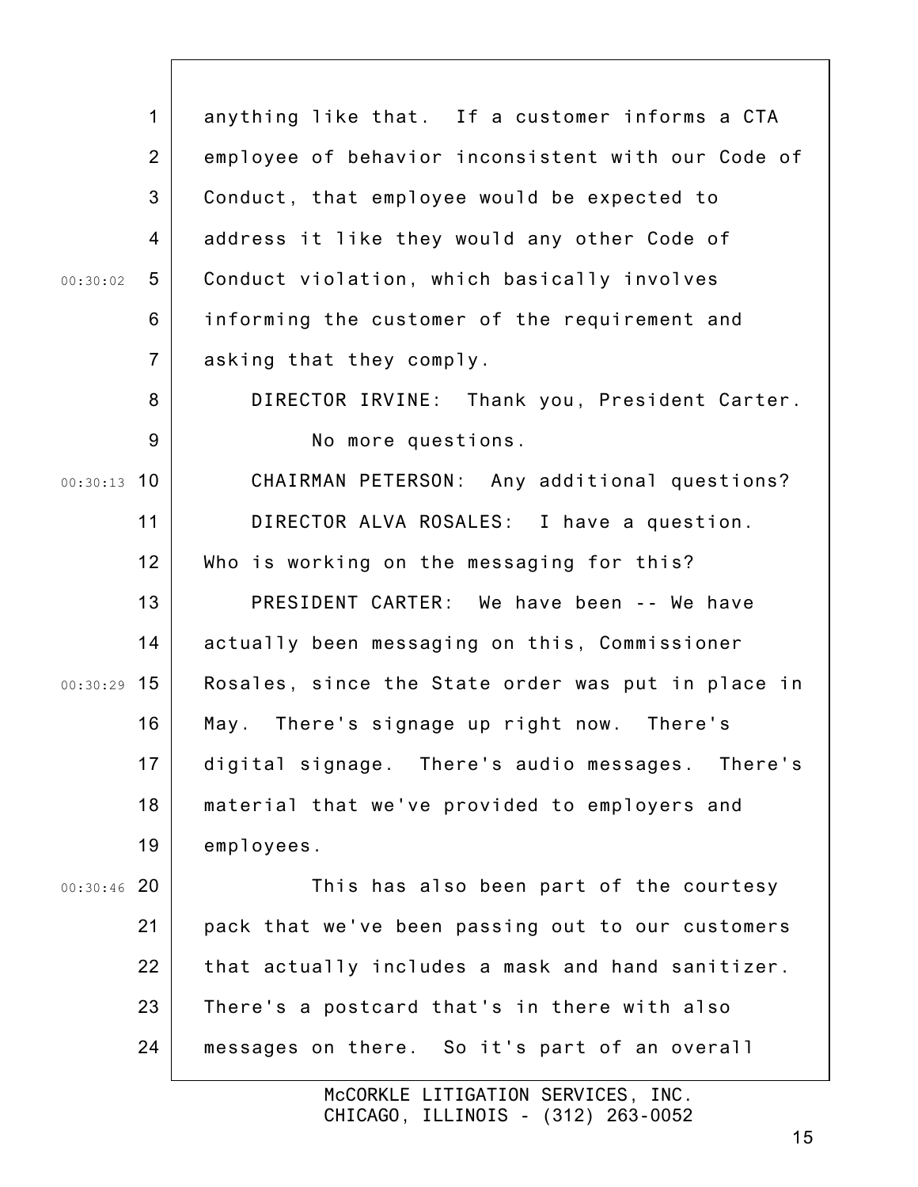anything like that. If a customer informs a CTA employee of behavior inconsistent with our Code of Conduct, that employee would be expected to address it like they would any other Code of Conduct violation, which basically involves informing the customer of the requirement and asking that they comply.

DIRECTOR IRVINE: Thank you, President Carter.

No more questions.

CHAIRMAN PETERSON: Any additional questions?

DIRECTOR ALVA ROSALES: I have a question. Who is working on the messaging for this?

PRESIDENT CARTER: We have been -- We have actually been messaging on this, Commissioner Rosales, since the State order was put in place in May. There's signage up right now. There's digital signage. There's audio messages. There's material that we've provided to employers and employees.

This has also been part of the courtesy pack that we've been passing out to our customers that actually includes a mask and hand sanitizer. There's a postcard that's in there with also messages on there. So it's part of an overall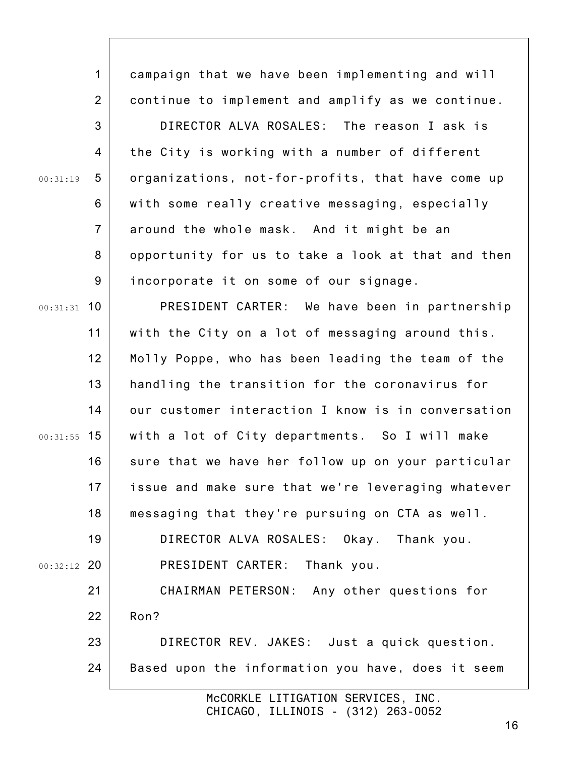campaign that we have been implementing and will continue to implement and amplify as we continue.

DIRECTOR ALVA ROSALES: The reason I ask is the City is working with a number of different organizations, not-for-profits, that have come up with some really creative messaging, especially around the whole mask. And it might be an opportunity for us to take a look at that and then incorporate it on some of our signage.

PRESIDENT CARTER: We have been in partnership with the City on a lot of messaging around this. Molly Poppe, who has been leading the team of the handling the transition for the coronavirus for our customer interaction I know is in conversation with a lot of City departments. So I will make sure that we have her follow up on your particular issue and make sure that we're leveraging whatever messaging that they're pursuing on CTA as well.

DIRECTOR ALVA ROSALES: Okay. Thank you.

PRESIDENT CARTER: Thank you.

CHAIRMAN PETERSON: Any other questions for Ron?

DIRECTOR REV. JAKES: Just a quick question. Based upon the information you have, does it seem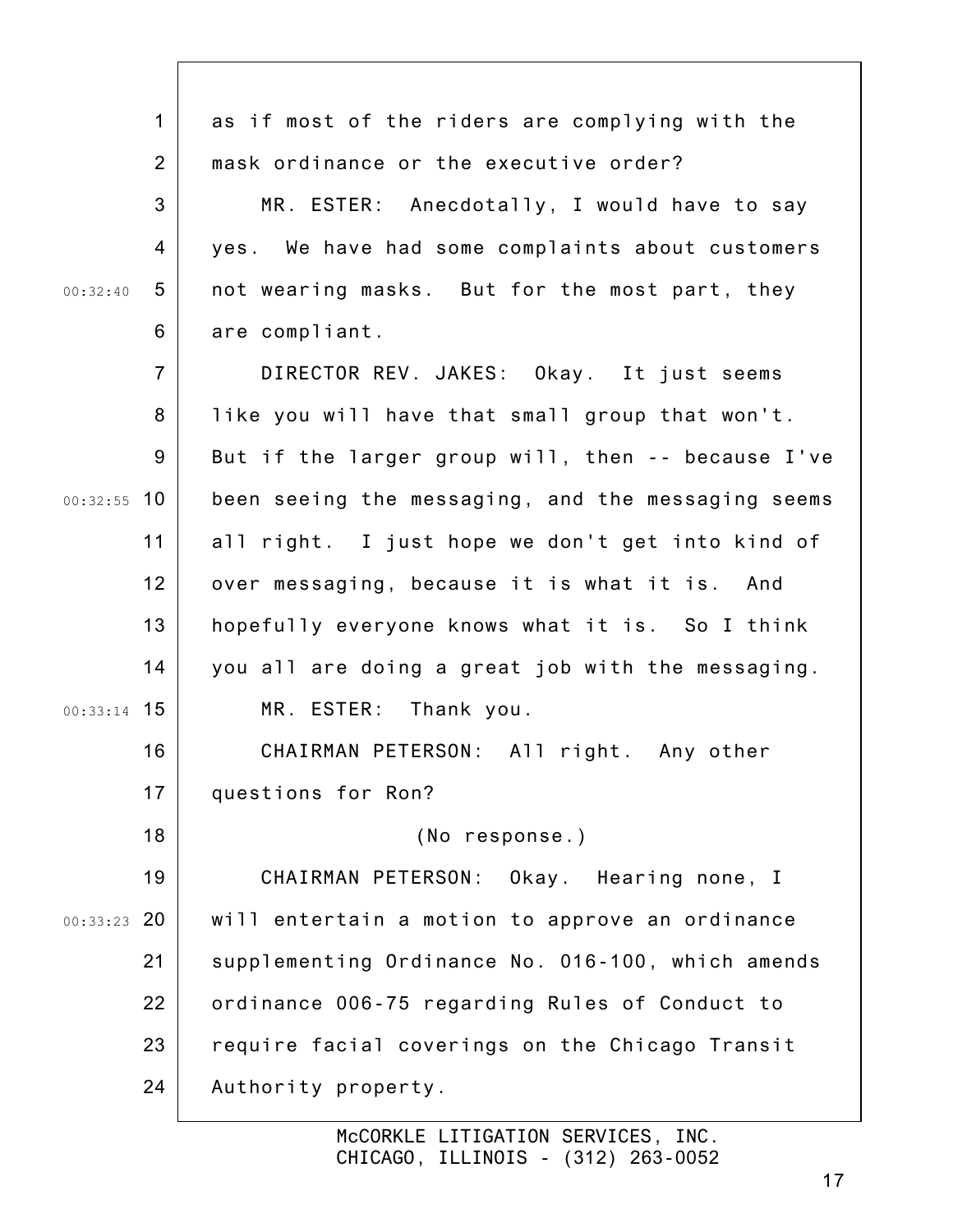as if most of the riders are complying with the mask ordinance or the executive order?

MR. ESTER: Anecdotally, I would have to say yes. We have had some complaints about customers not wearing masks. But for the most part, they are compliant.

DIRECTOR REV. JAKES: Okay. It just seems like you will have that small group that won't. But if the larger group will, then -- because I've been seeing the messaging, and the messaging seems all right. I just hope we don't get into kind of over messaging, because it is what it is. And hopefully everyone knows what it is. So I think you all are doing a great job with the messaging.

MR. ESTER: Thank you.

CHAIRMAN PETERSON: All right. Any other questions for Ron?

(No response.)

CHAIRMAN PETERSON: Okay. Hearing none, I will entertain a motion to approve an ordinance supplementing Ordinance No. 016-100, which amends ordinance 006-75 regarding Rules of Conduct to require facial coverings on the Chicago Transit Authority property.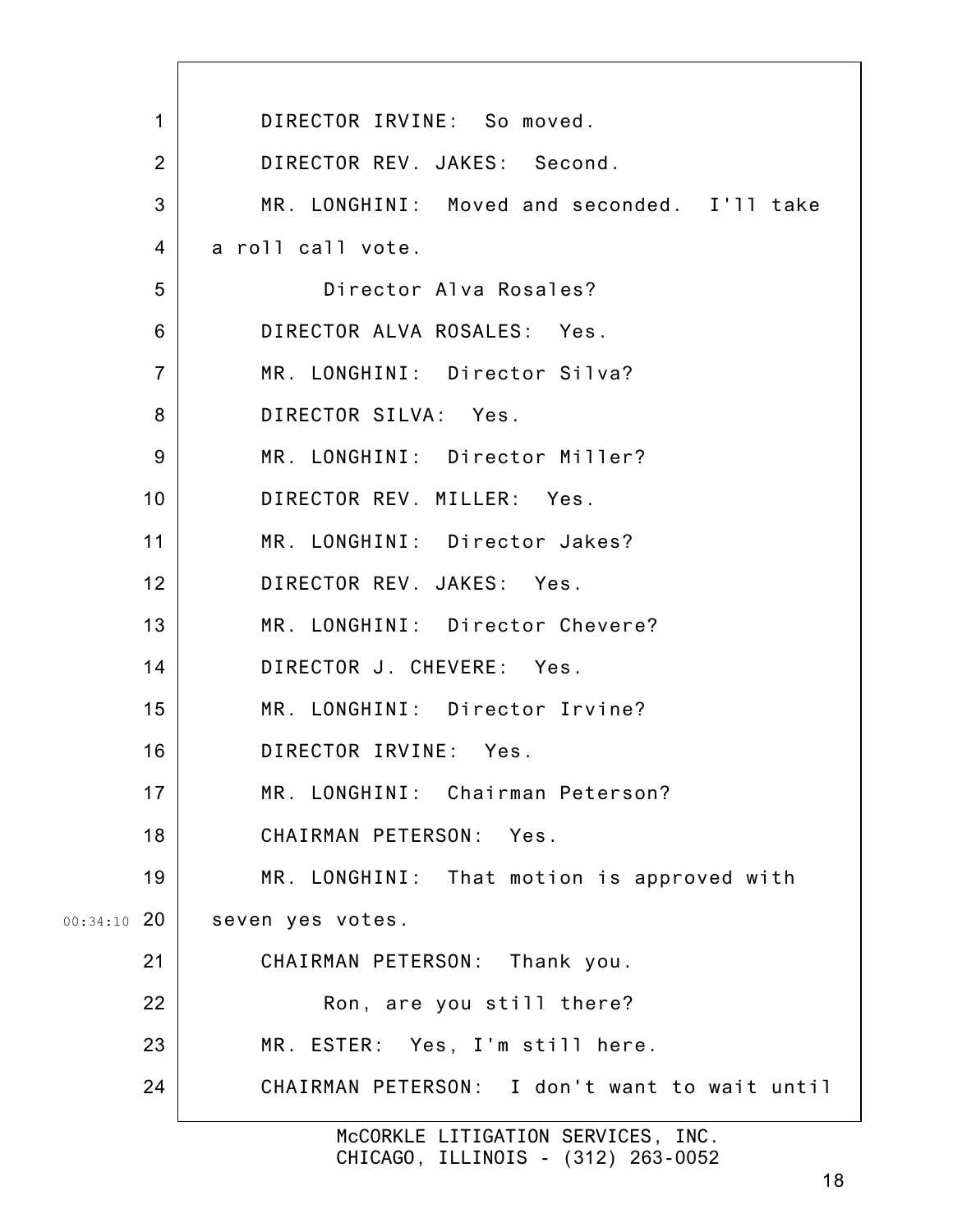DIRECTOR IRVINE: So moved.

DIRECTOR REV. JAKES: Second.

MR. LONGHINI: Moved and seconded. I'll take a roll call vote.

Director Alva Rosales?

DIRECTOR ALVA ROSALES: Yes.

MR. LONGHINI: Director Silva?

DIRECTOR SILVA: Yes.

MR. LONGHINI: Director Miller?

DIRECTOR REV. MILLER: Yes.

MR. LONGHINI: Director Jakes?

DIRECTOR REV. JAKES: Yes.

MR. LONGHINI: Director Chevere?

DIRECTOR J. CHEVERE: Yes.

MR. LONGHINI: Director Irvine?

DIRECTOR IRVINE: Yes.

MR. LONGHINI: Chairman Peterson?

CHAIRMAN PETERSON: Yes.

MR. LONGHINI: That motion is approved with seven yes votes.

CHAIRMAN PETERSON: Thank you.

Ron, are you still there?

MR. ESTER: Yes, I'm still here.

CHAIRMAN PETERSON: I don't want to wait until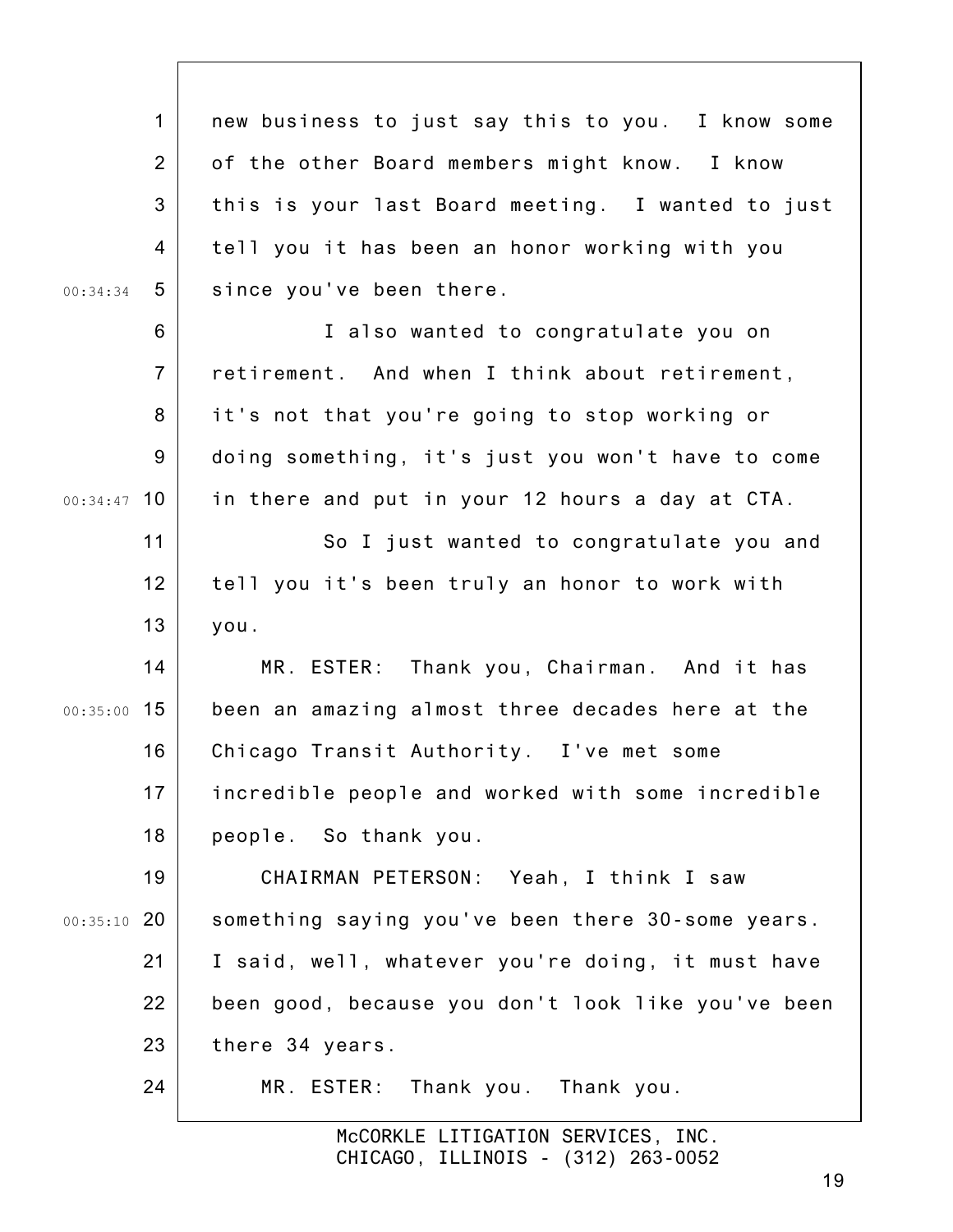new business to just say this to you. I know some of the other Board members might know. I know this is your last Board meeting. I wanted to just tell you it has been an honor working with you since you've been there.

I also wanted to congratulate you on retirement. And when I think about retirement, it's not that you're going to stop working or doing something, it's just you won't have to come in there and put in your 12 hours a day at CTA.

So I just wanted to congratulate you and tell you it's been truly an honor to work with you.

MR. ESTER: Thank you, Chairman. And it has been an amazing almost three decades here at the Chicago Transit Authority. I've met some incredible people and worked with some incredible people. So thank you.

CHAIRMAN PETERSON: Yeah, I think I saw something saying you've been there 30-some years. I said, well, whatever you're doing, it must have been good, because you don't look like you've been there 34 years.

MR. ESTER: Thank you. Thank you.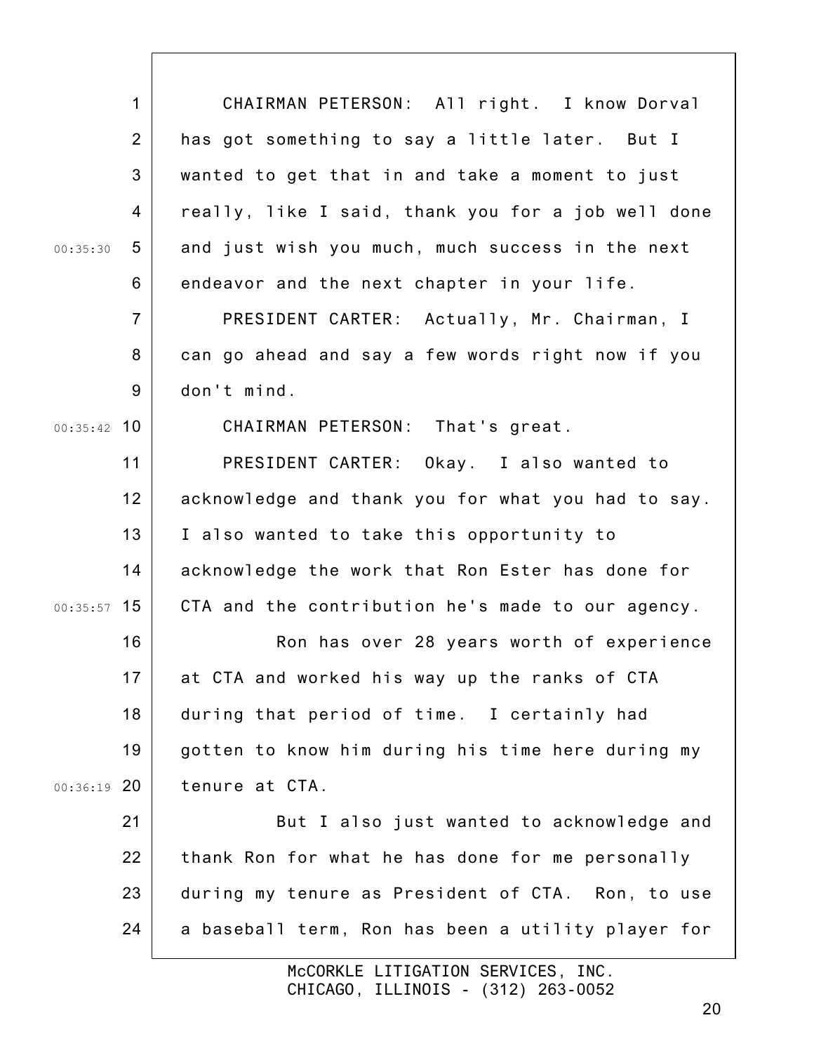CHAIRMAN PETERSON: All right. I know Dorval has got something to say a little later. But I wanted to get that in and take a moment to just really, like I said, thank you for a job well done and just wish you much, much success in the next endeavor and the next chapter in your life.

PRESIDENT CARTER: Actually, Mr. Chairman, I can go ahead and say a few words right now if you don't mind.

CHAIRMAN PETERSON: That's great.

PRESIDENT CARTER: Okay. I also wanted to acknowledge and thank you for what you had to say. I also wanted to take this opportunity to acknowledge the work that Ron Ester has done for CTA and the contribution he's made to our agency.

Ron has over 28 years worth of experience at CTA and worked his way up the ranks of CTA during that period of time. I certainly had gotten to know him during his time here during my tenure at CTA.

But I also just wanted to acknowledge and thank Ron for what he has done for me personally during my tenure as President of CTA. Ron, to use a baseball term, Ron has been a utility player for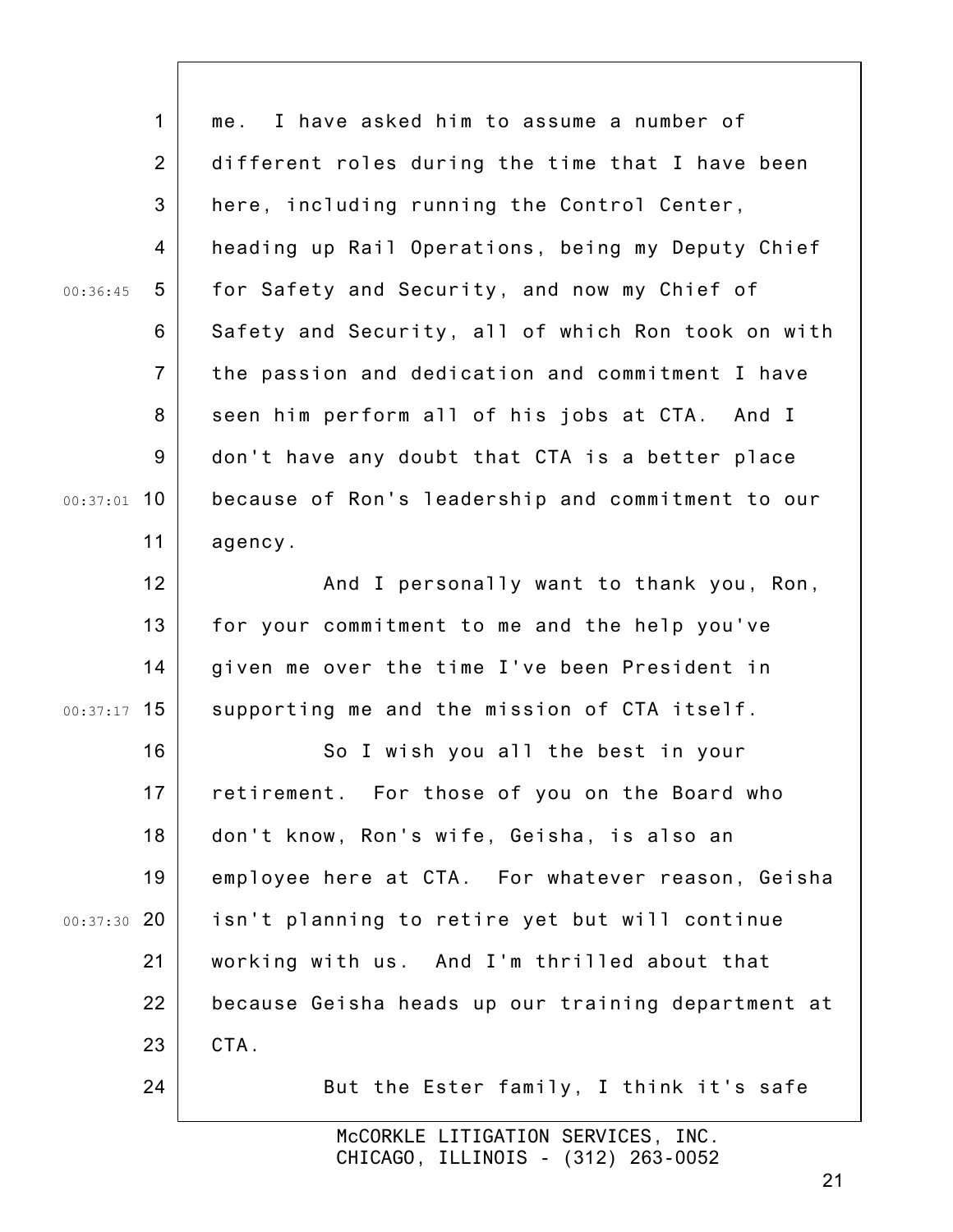me. I have asked him to assume a number of different roles during the time that I have been here, including running the Control Center, heading up Rail Operations, being my Deputy Chief for Safety and Security, and now my Chief of Safety and Security, all of which Ron took on with the passion and dedication and commitment I have seen him perform all of his jobs at CTA. And I don't have any doubt that CTA is a better place because of Ron's leadership and commitment to our agency.

And I personally want to thank you, Ron, for your commitment to me and the help you've given me over the time I've been President in supporting me and the mission of CTA itself.

So I wish you all the best in your retirement. For those of you on the Board who don't know, Ron's wife, Geisha, is also an employee here at CTA. For whatever reason, Geisha isn't planning to retire yet but will continue working with us. And I'm thrilled about that because Geisha heads up our training department at CTA.

But the Ester family, I think it's safe

McCORKLE LITIGATION SERVICES, INC.
CHICAGO, ILLINOIS - (312) 263-0052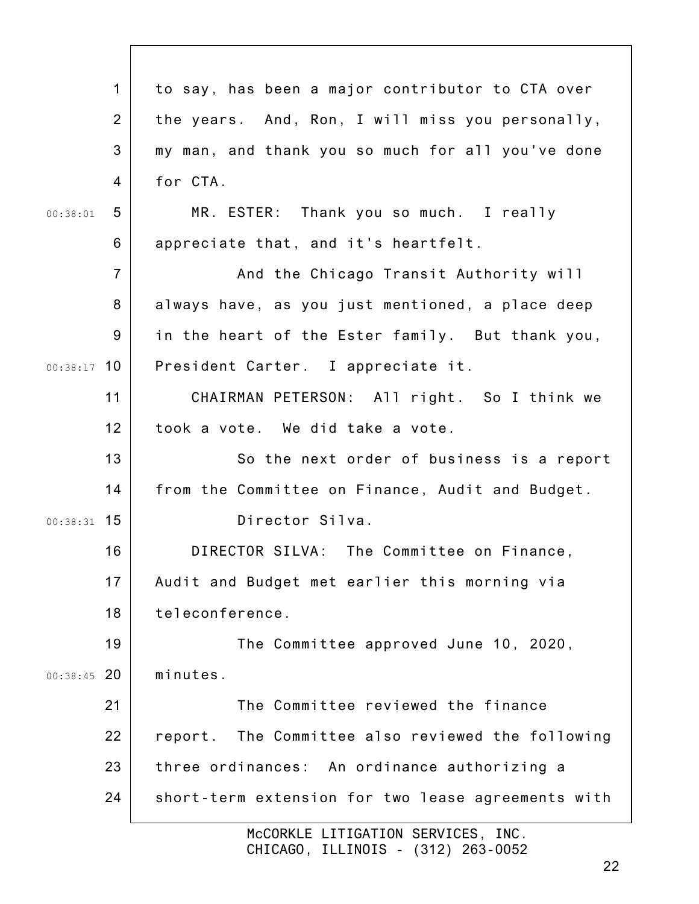to say, has been a major contributor to CTA over the years. And, Ron, I will miss you personally, my man, and thank you so much for all you've done for CTA.

MR. ESTER: Thank you so much. I really appreciate that, and it's heartfelt.

And the Chicago Transit Authority will always have, as you just mentioned, a place deep in the heart of the Ester family. But thank you, President Carter. I appreciate it.

CHAIRMAN PETERSON: All right. So I think we took a vote. We did take a vote.

So the next order of business is a report from the Committee on Finance, Audit and Budget.

Director Silva.

DIRECTOR SILVA: The Committee on Finance, Audit and Budget met earlier this morning via teleconference.

The Committee approved June 10, 2020, minutes.

The Committee reviewed the finance report. The Committee also reviewed the following three ordinances: An ordinance authorizing a short-term extension for two lease agreements with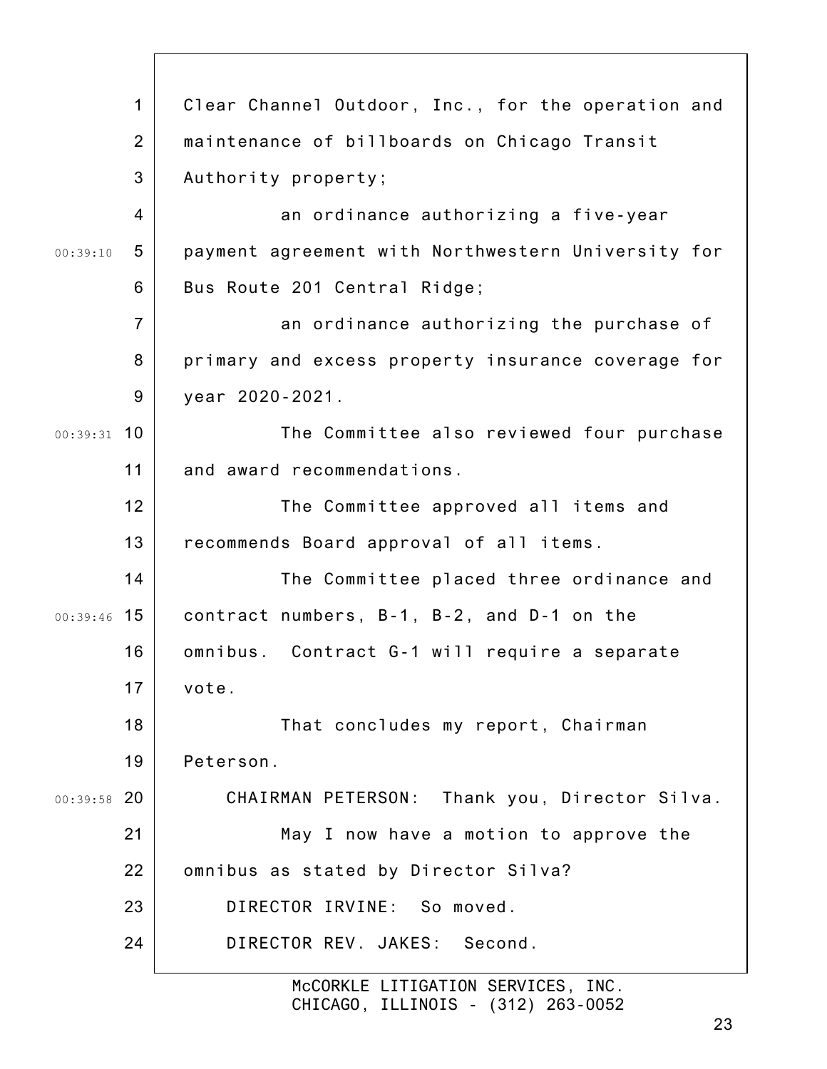Clear Channel Outdoor, Inc., for the operation and maintenance of billboards on Chicago Transit Authority property;

an ordinance authorizing a five-year payment agreement with Northwestern University for Bus Route 201 Central Ridge;

an ordinance authorizing the purchase of primary and excess property insurance coverage for year 2020-2021.

The Committee also reviewed four purchase and award recommendations.

The Committee approved all items and recommends Board approval of all items.

The Committee placed three ordinance and contract numbers, B-1, B-2, and D-1 on the omnibus. Contract G-1 will require a separate vote.

That concludes my report, Chairman Peterson.

CHAIRMAN PETERSON: Thank you, Director Silva.

May I now have a motion to approve the omnibus as stated by Director Silva?

DIRECTOR IRVINE: So moved.

DIRECTOR REV. JAKES: Second.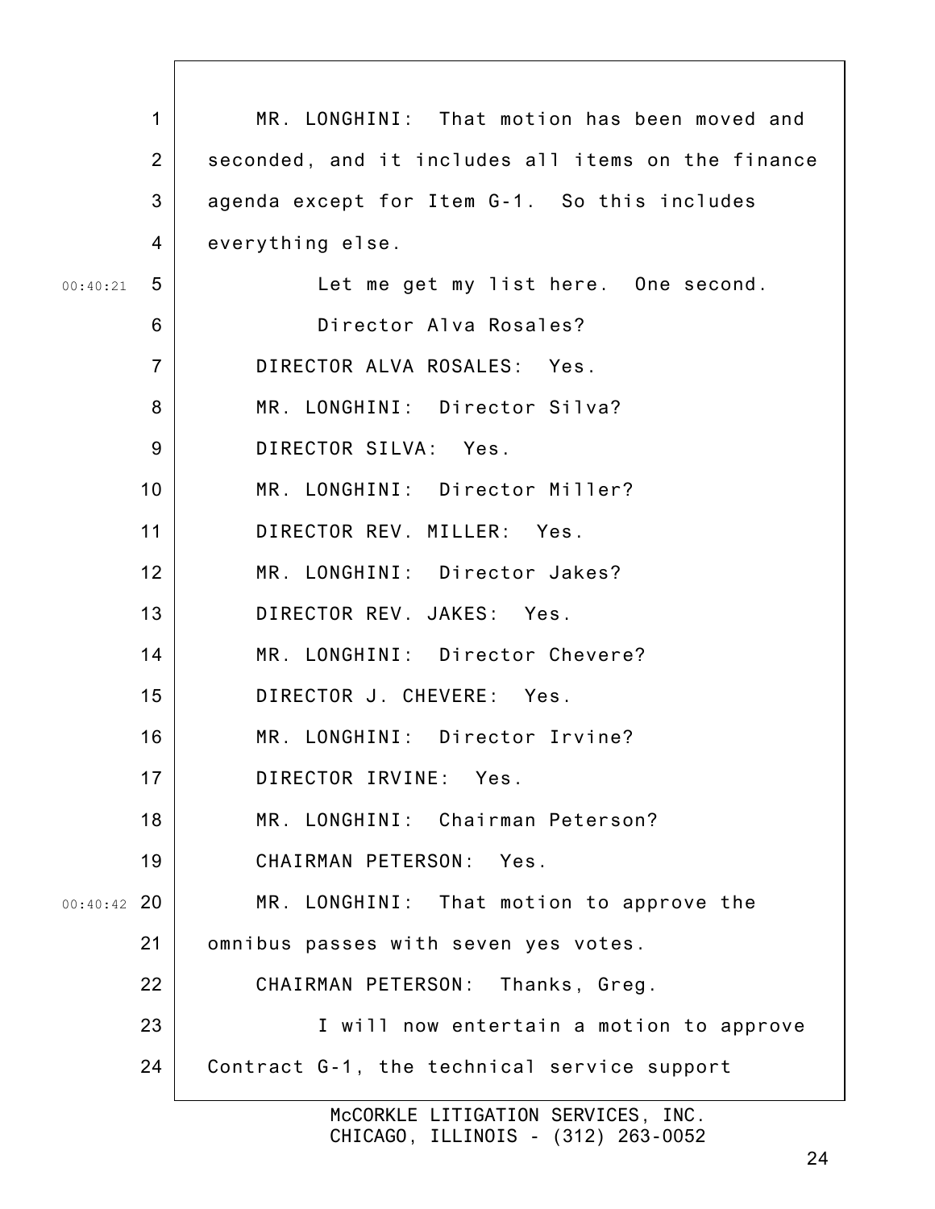MR. LONGHINI: That motion has been moved and seconded, and it includes all items on the finance agenda except for Item G-1. So this includes everything else.

Let me get my list here. One second.

Director Alva Rosales?

DIRECTOR ALVA ROSALES: Yes.

MR. LONGHINI: Director Silva?

DIRECTOR SILVA: Yes.

MR. LONGHINI: Director Miller?

DIRECTOR REV. MILLER: Yes.

MR. LONGHINI: Director Jakes?

DIRECTOR REV. JAKES: Yes.

MR. LONGHINI: Director Chevere?

DIRECTOR J. CHEVERE: Yes.

MR. LONGHINI: Director Irvine?

DIRECTOR IRVINE: Yes.

MR. LONGHINI: Chairman Peterson?

CHAIRMAN PETERSON: Yes.

MR. LONGHINI: That motion to approve the omnibus passes with seven yes votes.

CHAIRMAN PETERSON: Thanks, Greg.

I will now entertain a motion to approve Contract G-1, the technical service support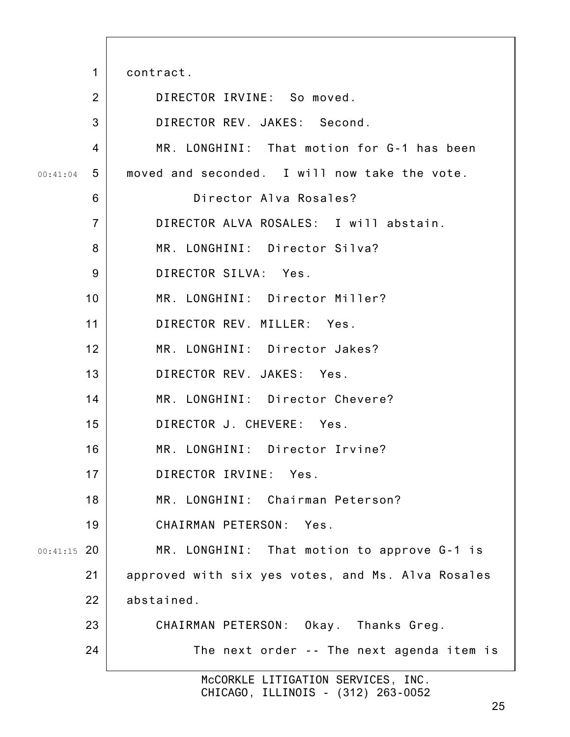contract.

DIRECTOR IRVINE: So moved.

DIRECTOR REV. JAKES: Second.

MR. LONGHINI: That motion for G-1 has been moved and seconded. I will now take the vote.

Director Alva Rosales?

DIRECTOR ALVA ROSALES: I will abstain.

MR. LONGHINI: Director Silva?

DIRECTOR SILVA: Yes.

MR. LONGHINI: Director Miller?

DIRECTOR REV. MILLER: Yes.

MR. LONGHINI: Director Jakes?

DIRECTOR REV. JAKES: Yes.

MR. LONGHINI: Director Chevere?

DIRECTOR J. CHEVERE: Yes.

MR. LONGHINI: Director Irvine?

DIRECTOR IRVINE: Yes.

MR. LONGHINI: Chairman Peterson?

CHAIRMAN PETERSON: Yes.

MR. LONGHINI: That motion to approve G-1 is approved with six yes votes, and Ms. Alva Rosales abstained.

CHAIRMAN PETERSON: Okay. Thanks Greg.

The next order -- The next agenda item is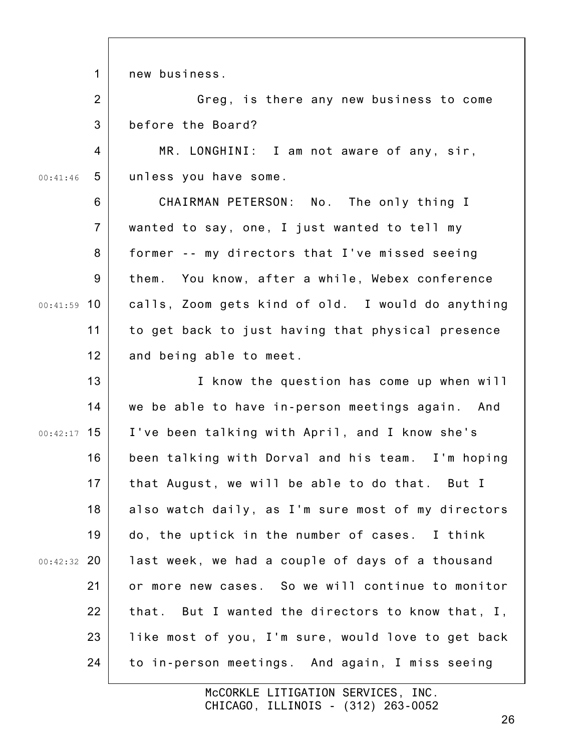new business.

Greg, is there any new business to come before the Board?

MR. LONGHINI: I am not aware of any, sir, unless you have some.

CHAIRMAN PETERSON: No. The only thing I wanted to say, one, I just wanted to tell my former -- my directors that I've missed seeing them. You know, after a while, Webex conference calls, Zoom gets kind of old. I would do anything to get back to just having that physical presence and being able to meet.

I know the question has come up when will we be able to have in-person meetings again. And I've been talking with April, and I know she's been talking with Dorval and his team. I'm hoping that August, we will be able to do that. But I also watch daily, as I'm sure most of my directors do, the uptick in the number of cases. I think last week, we had a couple of days of a thousand or more new cases. So we will continue to monitor that. But I wanted the directors to know that, I, like most of you, I'm sure, would love to get back to in-person meetings. And again, I miss seeing

McCORKLE LITIGATION SERVICES, INC.
CHICAGO, ILLINOIS - (312) 263-0052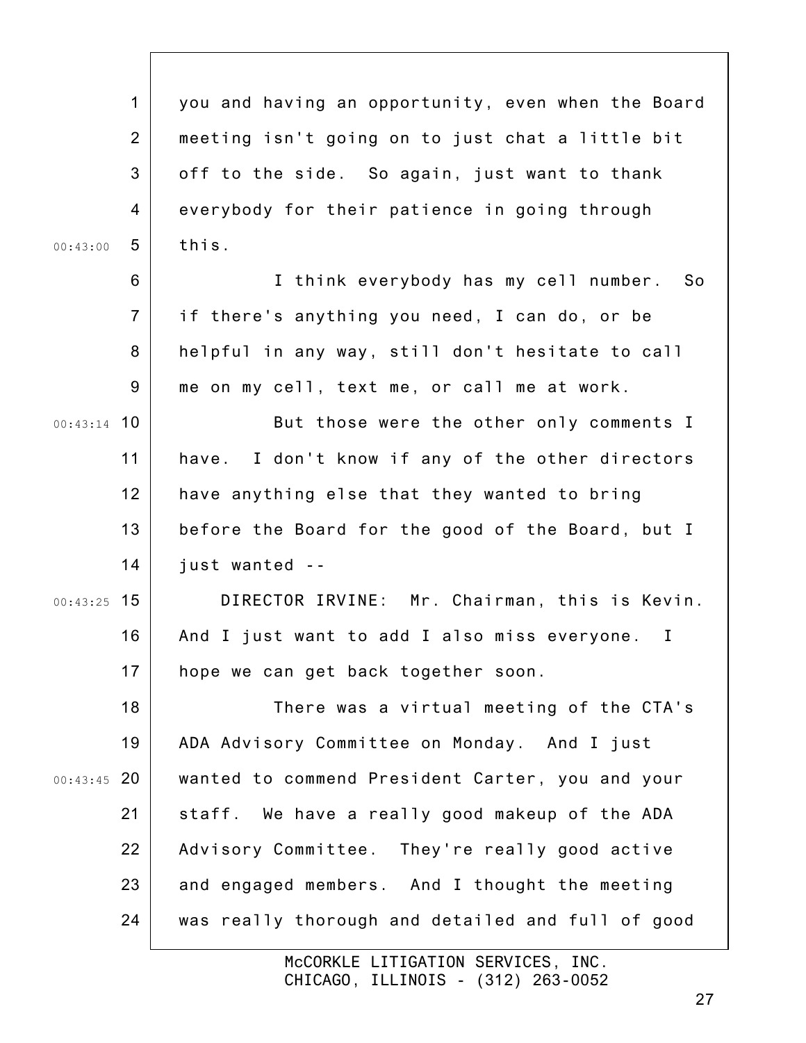you and having an opportunity, even when the Board meeting isn't going on to just chat a little bit off to the side. So again, just want to thank everybody for their patience in going through this.

I think everybody has my cell number. So if there's anything you need, I can do, or be helpful in any way, still don't hesitate to call me on my cell, text me, or call me at work.

But those were the other only comments I have. I don't know if any of the other directors have anything else that they wanted to bring before the Board for the good of the Board, but I just wanted --

DIRECTOR IRVINE: Mr. Chairman, this is Kevin. And I just want to add I also miss everyone. I hope we can get back together soon.

There was a virtual meeting of the CTA's ADA Advisory Committee on Monday. And I just wanted to commend President Carter, you and your staff. We have a really good makeup of the ADA Advisory Committee. They're really good active and engaged members. And I thought the meeting was really thorough and detailed and full of good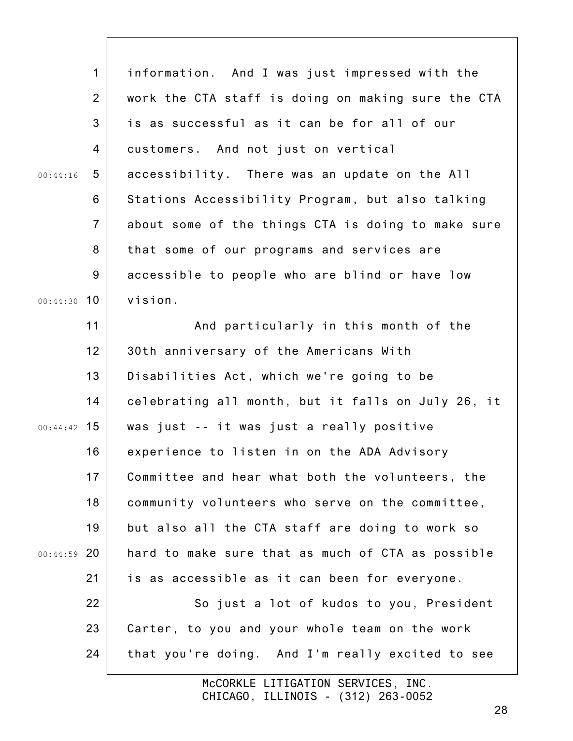information. And I was just impressed with the work the CTA staff is doing on making sure the CTA is as successful as it can be for all of our customers. And not just on vertical accessibility. There was an update on the All Stations Accessibility Program, but also talking about some of the things CTA is doing to make sure that some of our programs and services are accessible to people who are blind or have low vision.

And particularly in this month of the 30th anniversary of the Americans With Disabilities Act, which we're going to be celebrating all month, but it falls on July 26, it was just -- it was just a really positive experience to listen in on the ADA Advisory Committee and hear what both the volunteers, the community volunteers who serve on the committee, but also all the CTA staff are doing to work so hard to make sure that as much of CTA as possible is as accessible as it can been for everyone.

So just a lot of kudos to you, President Carter, to you and your whole team on the work that you're doing. And I'm really excited to see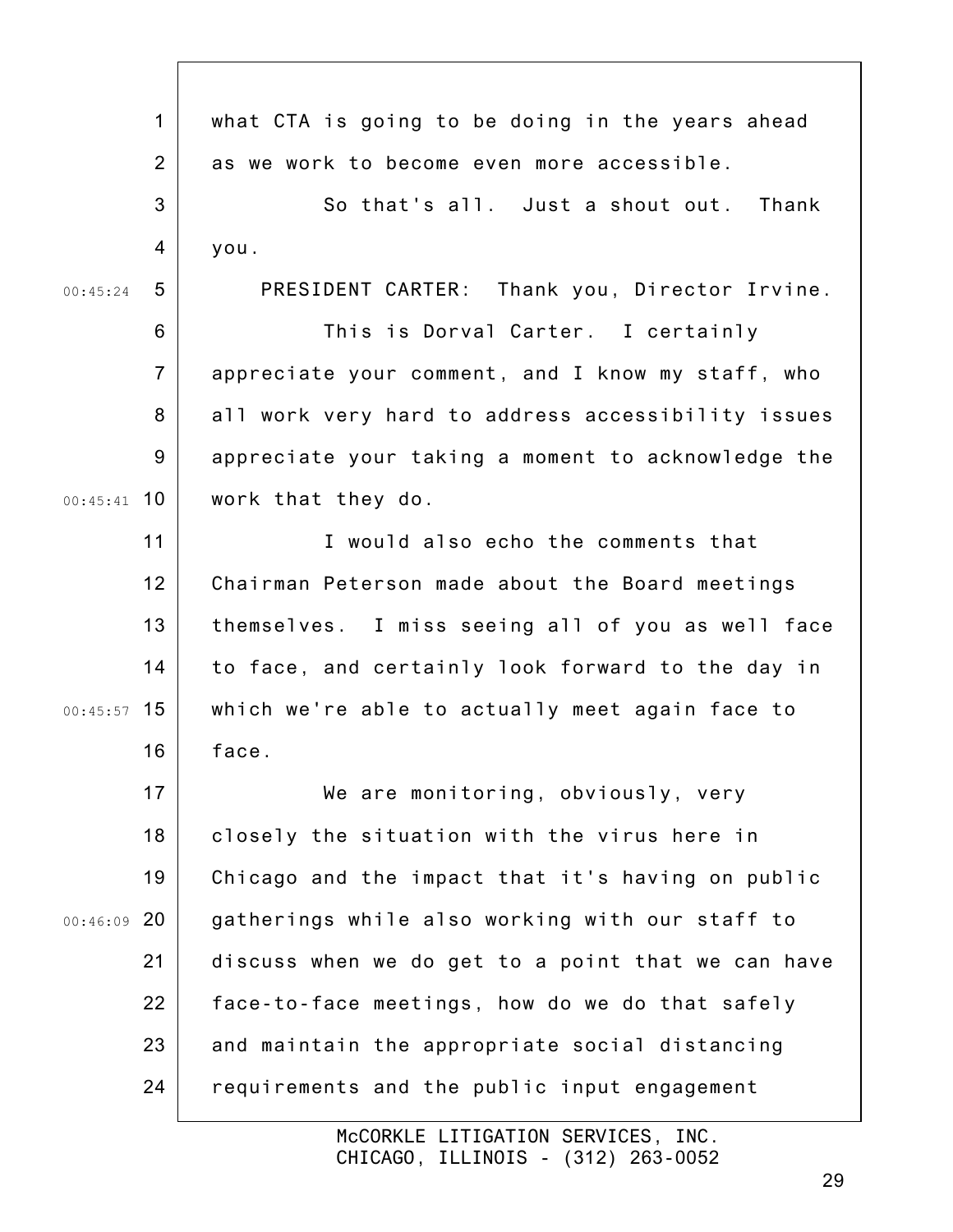what CTA is going to be doing in the years ahead as we work to become even more accessible.

So that's all. Just a shout out. Thank you.

PRESIDENT CARTER: Thank you, Director Irvine.

This is Dorval Carter. I certainly appreciate your comment, and I know my staff, who all work very hard to address accessibility issues appreciate your taking a moment to acknowledge the work that they do.

I would also echo the comments that Chairman Peterson made about the Board meetings themselves. I miss seeing all of you as well face to face, and certainly look forward to the day in which we're able to actually meet again face to face.

We are monitoring, obviously, very closely the situation with the virus here in Chicago and the impact that it's having on public gatherings while also working with our staff to discuss when we do get to a point that we can have face-to-face meetings, how do we do that safely and maintain the appropriate social distancing requirements and the public input engagement

McCORKLE LITIGATION SERVICES, INC.
CHICAGO, ILLINOIS - (312) 263-0052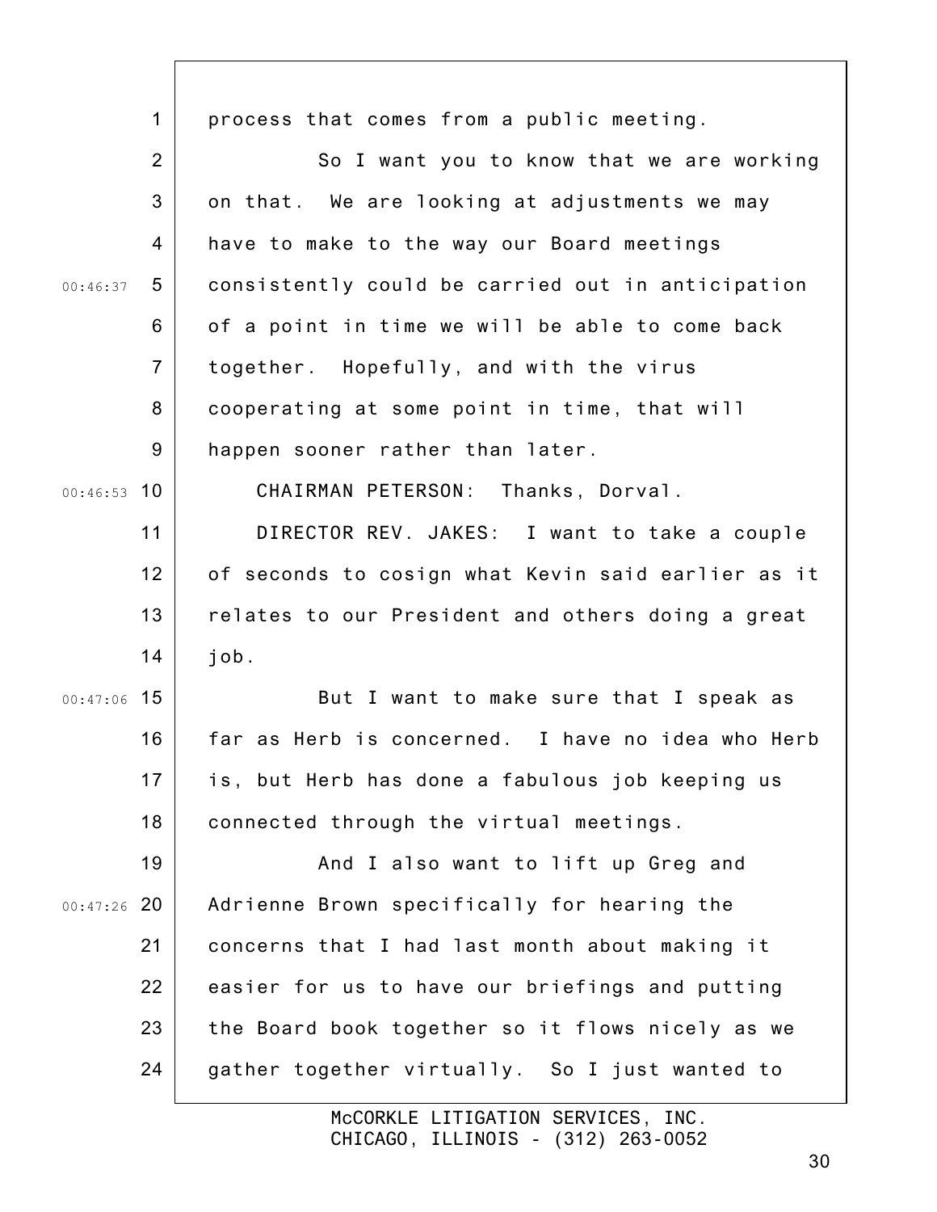process that comes from a public meeting.

So I want you to know that we are working on that. We are looking at adjustments we may have to make to the way our Board meetings consistently could be carried out in anticipation of a point in time we will be able to come back together. Hopefully, and with the virus cooperating at some point in time, that will happen sooner rather than later.

CHAIRMAN PETERSON: Thanks, Dorval.

DIRECTOR REV. JAKES: I want to take a couple of seconds to cosign what Kevin said earlier as it relates to our President and others doing a great job.

But I want to make sure that I speak as far as Herb is concerned. I have no idea who Herb is, but Herb has done a fabulous job keeping us connected through the virtual meetings.

And I also want to lift up Greg and Adrienne Brown specifically for hearing the concerns that I had last month about making it easier for us to have our briefings and putting the Board book together so it flows nicely as we gather together virtually. So I just wanted to

McCORKLE LITIGATION SERVICES, INC.
CHICAGO, ILLINOIS - (312) 263-0052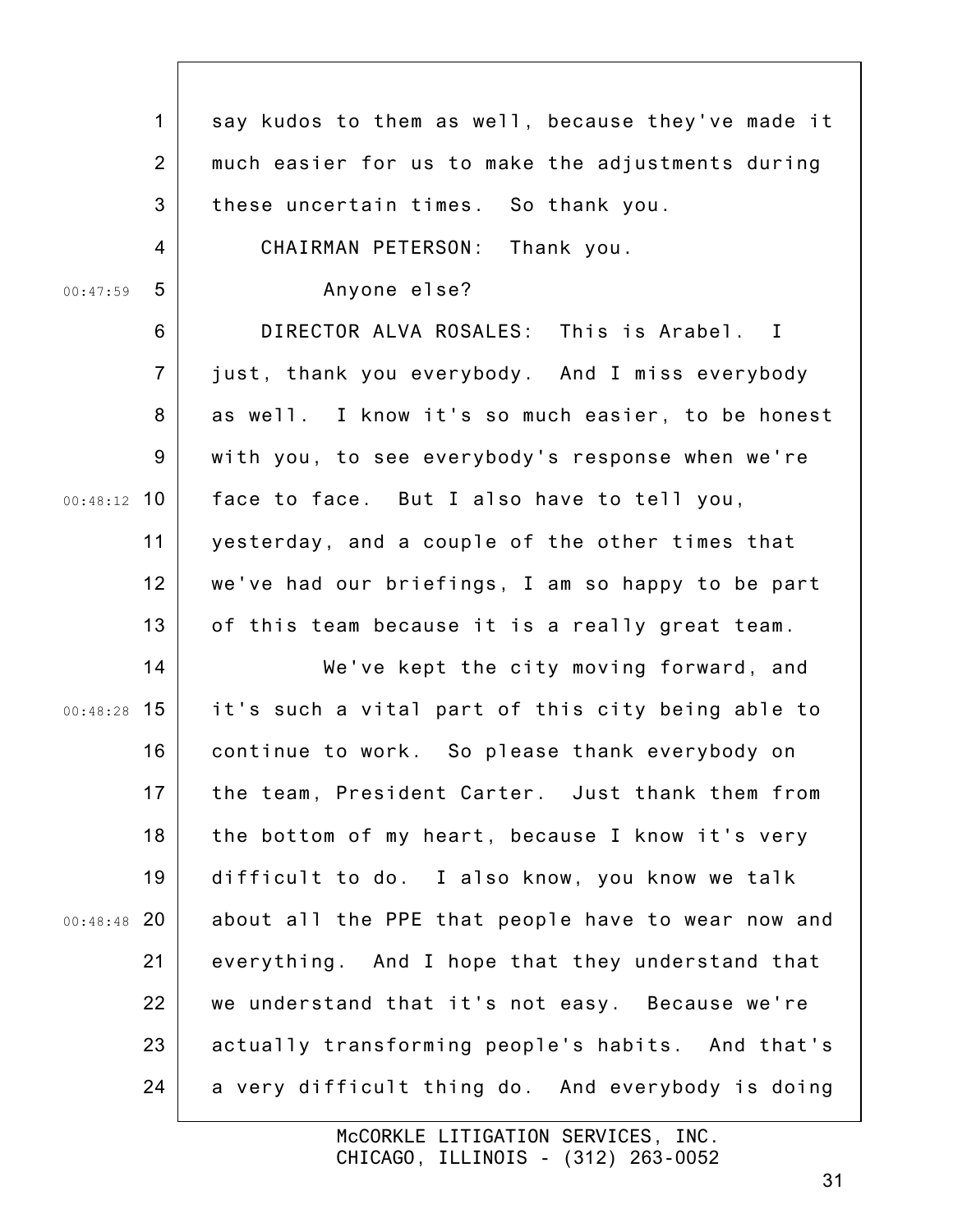say kudos to them as well, because they've made it much easier for us to make the adjustments during these uncertain times. So thank you.

CHAIRMAN PETERSON: Thank you.

Anyone else?

DIRECTOR ALVA ROSALES: This is Arabel. I just, thank you everybody. And I miss everybody as well. I know it's so much easier, to be honest with you, to see everybody's response when we're face to face. But I also have to tell you, yesterday, and a couple of the other times that we've had our briefings, I am so happy to be part of this team because it is a really great team.

We've kept the city moving forward, and it's such a vital part of this city being able to continue to work. So please thank everybody on the team, President Carter. Just thank them from the bottom of my heart, because I know it's very difficult to do. I also know, you know we talk about all the PPE that people have to wear now and everything. And I hope that they understand that we understand that it's not easy. Because we're actually transforming people's habits. And that's a very difficult thing do. And everybody is doing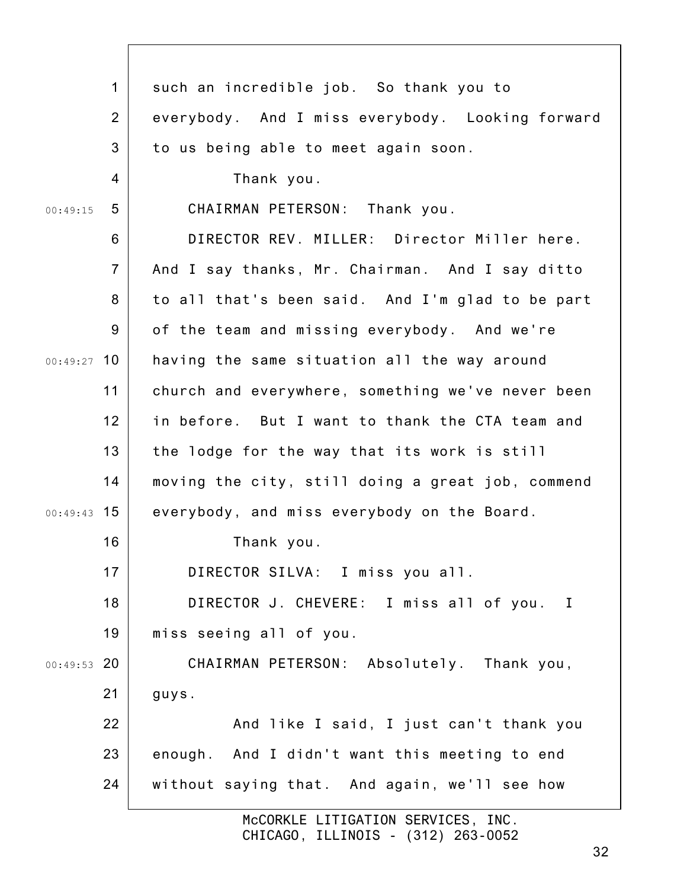such an incredible job. So thank you to everybody. And I miss everybody. Looking forward to us being able to meet again soon.

Thank you.

CHAIRMAN PETERSON: Thank you.

DIRECTOR REV. MILLER: Director Miller here. And I say thanks, Mr. Chairman. And I say ditto to all that's been said. And I'm glad to be part of the team and missing everybody. And we're having the same situation all the way around church and everywhere, something we've never been in before. But I want to thank the CTA team and the lodge for the way that its work is still moving the city, still doing a great job, commend everybody, and miss everybody on the Board.

Thank you.

DIRECTOR SILVA: I miss you all.

DIRECTOR J. CHEVERE: I miss all of you. I miss seeing all of you.

CHAIRMAN PETERSON: Absolutely. Thank you, guys.

And like I said, I just can't thank you enough. And I didn't want this meeting to end without saying that. And again, we'll see how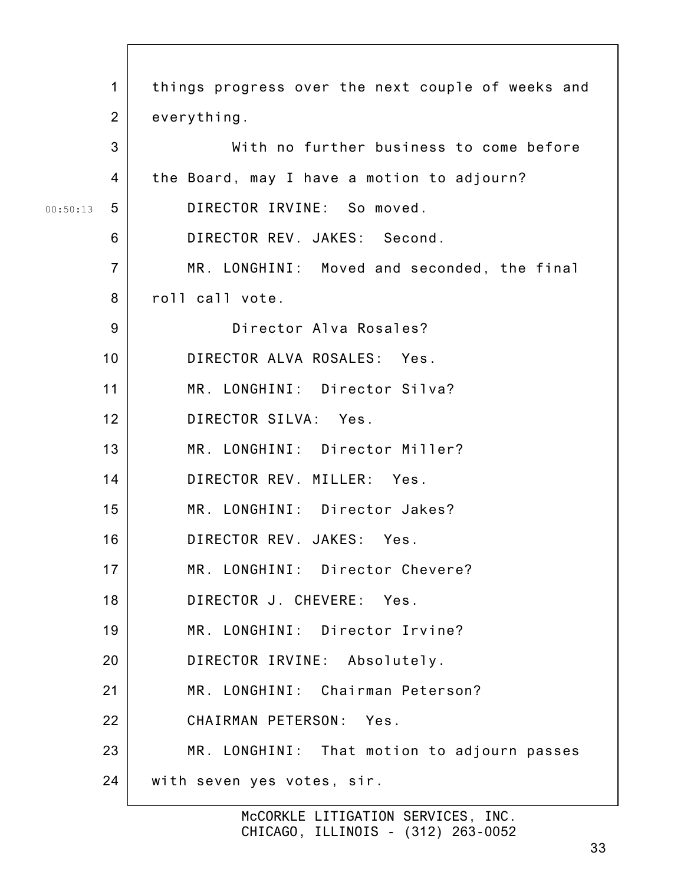things progress over the next couple of weeks and everything.

With no further business to come before the Board, may I have a motion to adjourn?

DIRECTOR IRVINE: So moved.

DIRECTOR REV. JAKES: Second.

MR. LONGHINI: Moved and seconded, the final roll call vote.

Director Alva Rosales?

DIRECTOR ALVA ROSALES: Yes.

MR. LONGHINI: Director Silva?

DIRECTOR SILVA: Yes.

MR. LONGHINI: Director Miller?

DIRECTOR REV. MILLER: Yes.

MR. LONGHINI: Director Jakes?

DIRECTOR REV. JAKES: Yes.

MR. LONGHINI: Director Chevere?

DIRECTOR J. CHEVERE: Yes.

MR. LONGHINI: Director Irvine?

DIRECTOR IRVINE: Absolutely.

MR. LONGHINI: Chairman Peterson?

CHAIRMAN PETERSON: Yes.

MR. LONGHINI: That motion to adjourn passes with seven yes votes, sir.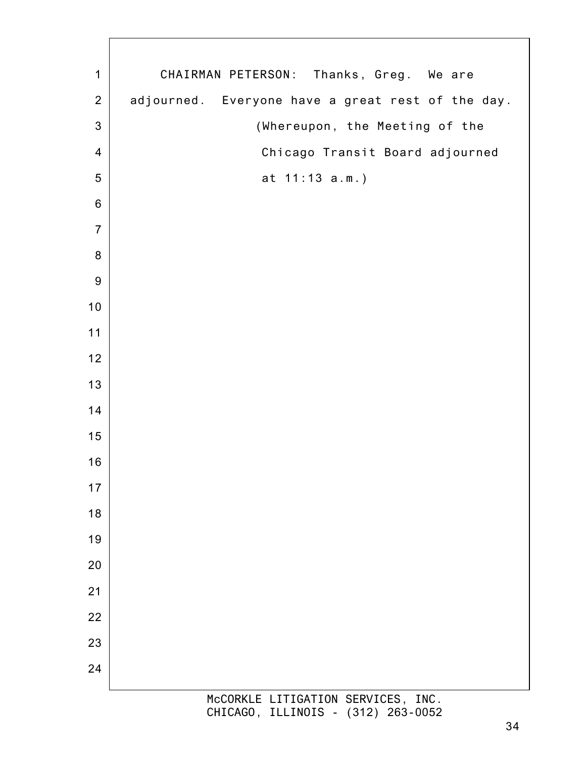CHAIRMAN PETERSON: Thanks, Greg. We are adjourned. Everyone have a great rest of the day.

(Whereupon, the Meeting of the Chicago Transit Board adjourned at 11:13 a.m.)

McCORKLE LITIGATION SERVICES, INC.
CHICAGO, ILLINOIS - (312) 263-0052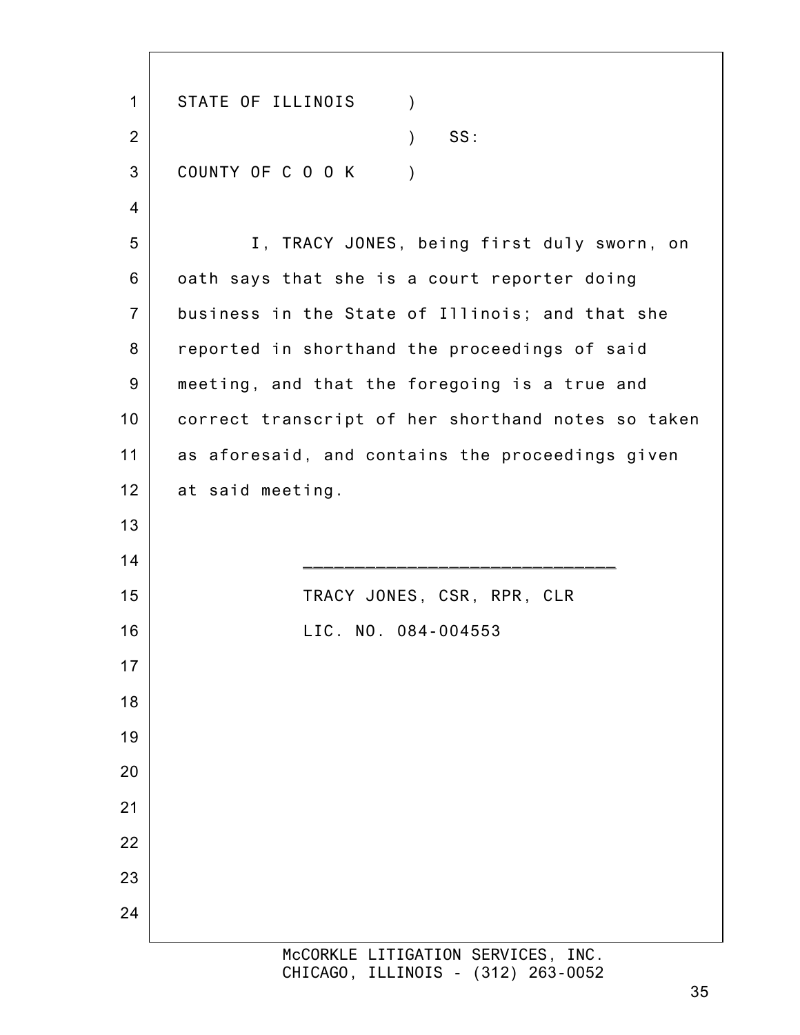STATE OF ILLINOIS )
) SS:
COUNTY OF C O O K )

I, TRACY JONES, being first duly sworn, on oath says that she is a court reporter doing business in the State of Illinois; and that she reported in shorthand the proceedings of said meeting, and that the foregoing is a true and correct transcript of her shorthand notes so taken as aforesaid, and contains the proceedings given at said meeting.

\_\_\_\_\_\_\_\_\_\_\_\_\_\_\_\_\_\_\_\_\_\_\_\_\_\_\_\_\_\_

TRACY JONES, CSR, RPR, CLR

LIC. NO. 084-004553

McCORKLE LITIGATION SERVICES, INC.
CHICAGO, ILLINOIS - (312) 263-0052